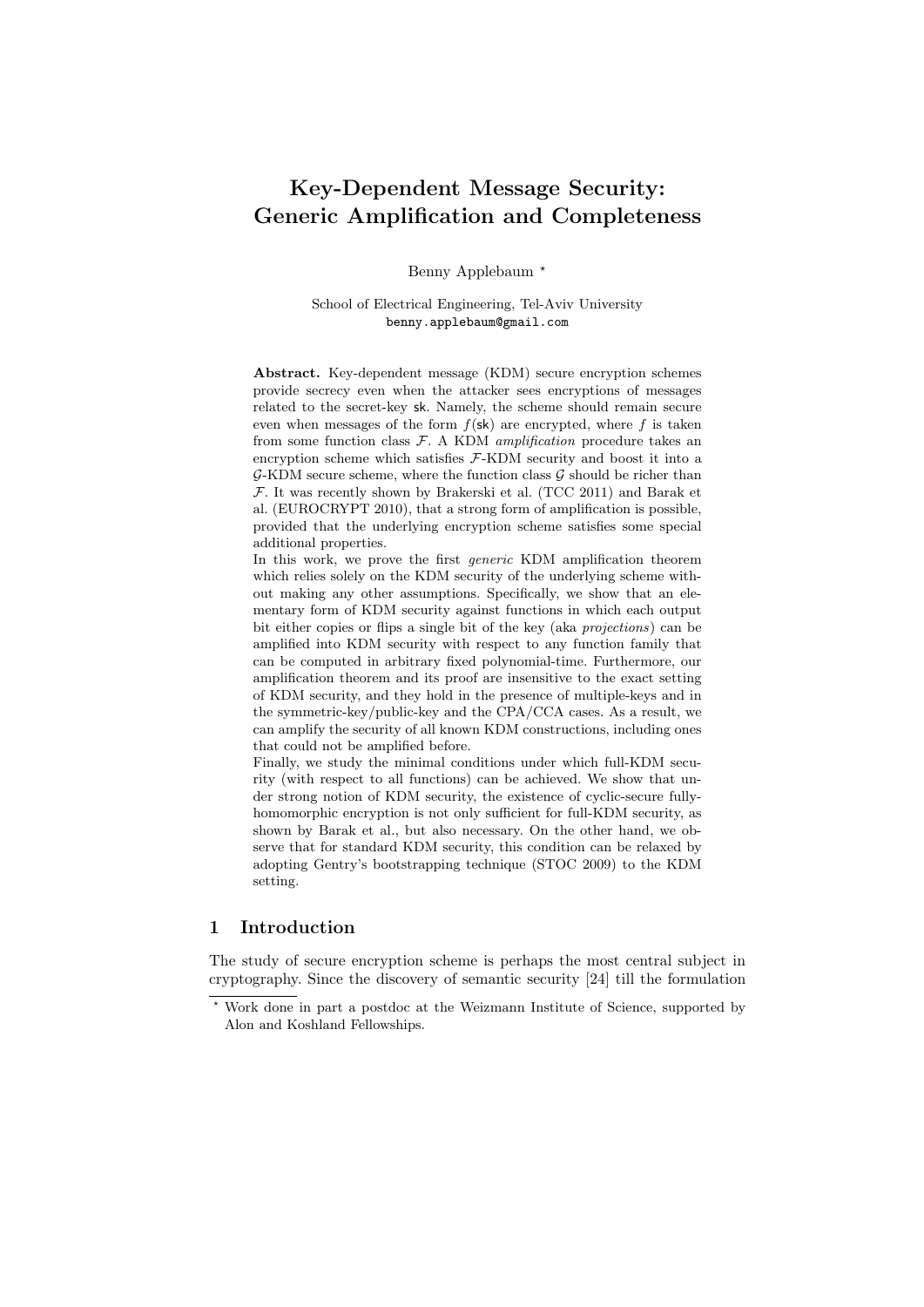# Key-Dependent Message Security: Generic Amplification and Completeness

Benny Applebaum *

School of Electrical Engineering, Tel-Aviv University
benny.applebaum@gmail.com

**Abstract.** Key-dependent message (KDM) secure encryption schemes provide secrecy even when the attacker sees encryptions of messages related to the secret-key sk. Namely, the scheme should remain secure even when messages of the form $f(\mathsf{sk})$ are encrypted, where $f$ is taken from some function class $\mathcal{F}$. A KDM *amplification* procedure takes an encryption scheme which satisfies $\mathcal{F}$-KDM security and boost it into a $\mathcal{G}$-KDM secure scheme, where the function class $\mathcal{G}$ should be richer than $\mathcal{F}$. It was recently shown by Brakerski et al. (TCC 2011) and Barak et al. (EUROCRYPT 2010), that a strong form of amplification is possible, provided that the underlying encryption scheme satisfies some special additional properties.

In this work, we prove the first *generic* KDM amplification theorem which relies solely on the KDM security of the underlying scheme without making any other assumptions. Specifically, we show that an elementary form of KDM security against functions in which each output bit either copies or flips a single bit of the key (aka *projections*) can be amplified into KDM security with respect to any function family that can be computed in arbitrary fixed polynomial-time. Furthermore, our amplification theorem and its proof are insensitive to the exact setting of KDM security, and they hold in the presence of multiple-keys and in the symmetric-key/public-key and the CPA/CCA cases. As a result, we can amplify the security of all known KDM constructions, including ones that could not be amplified before.

Finally, we study the minimal conditions under which full-KDM security (with respect to all functions) can be achieved. We show that under strong notion of KDM security, the existence of cyclic-secure fully-homomorphic encryption is not only sufficient for full-KDM security, as shown by Barak et al., but also necessary. On the other hand, we observe that for standard KDM security, this condition can be relaxed by adopting Gentry's bootstrapping technique (STOC 2009) to the KDM setting.

## 1 Introduction

The study of secure encryption scheme is perhaps the most central subject in cryptography. Since the discovery of semantic security [24] till the formulation

---

* Work done in part a postdoc at the Weizmann Institute of Science, supported by Alon and Koshland Fellowships.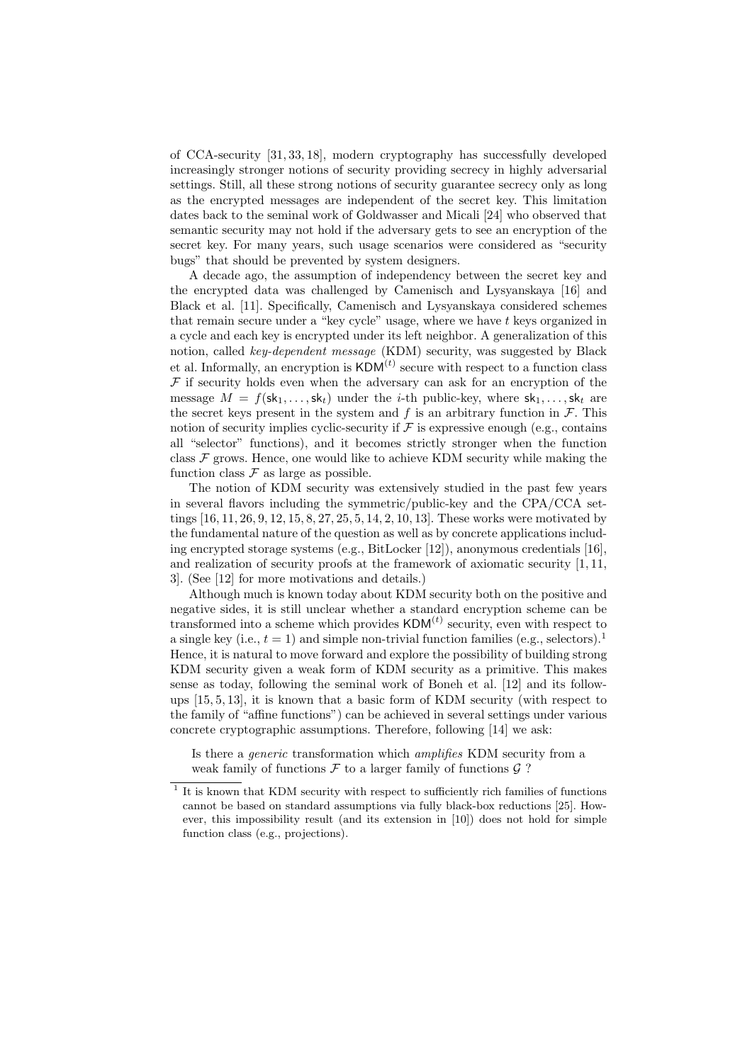of CCA-security [31, 33, 18], modern cryptography has successfully developed increasingly stronger notions of security providing secrecy in highly adversarial settings. Still, all these strong notions of security guarantee secrecy only as long as the encrypted messages are independent of the secret key. This limitation dates back to the seminal work of Goldwasser and Micali [24] who observed that semantic security may not hold if the adversary gets to see an encryption of the secret key. For many years, such usage scenarios were considered as "security bugs" that should be prevented by system designers.

A decade ago, the assumption of independency between the secret key and the encrypted data was challenged by Camenisch and Lysyanskaya [16] and Black et al. [11]. Specifically, Camenisch and Lysyanskaya considered schemes that remain secure under a "key cycle" usage, where we have $t$ keys organized in a cycle and each key is encrypted under its left neighbor. A generalization of this notion, called *key-dependent message* (KDM) security, was suggested by Black et al. Informally, an encryption is $\mathsf{KDM}^{(t)}$ secure with respect to a function class $\mathcal{F}$ if security holds even when the adversary can ask for an encryption of the message $M = f(\mathsf{sk}_1, \dots, \mathsf{sk}_t)$ under the $i$-th public-key, where $\mathsf{sk}_1, \dots, \mathsf{sk}_t$ are the secret keys present in the system and $f$ is an arbitrary function in $\mathcal{F}$. This notion of security implies cyclic-security if $\mathcal{F}$ is expressive enough (e.g., contains all "selector" functions), and it becomes strictly stronger when the function class $\mathcal{F}$ grows. Hence, one would like to achieve KDM security while making the function class $\mathcal{F}$ as large as possible.

The notion of KDM security was extensively studied in the past few years in several flavors including the symmetric/public-key and the CPA/CCA settings [16, 11, 26, 9, 12, 15, 8, 27, 25, 5, 14, 2, 10, 13]. These works were motivated by the fundamental nature of the question as well as by concrete applications including encrypted storage systems (e.g., BitLocker [12]), anonymous credentials [16], and realization of security proofs at the framework of axiomatic security [1, 11, 3]. (See [12] for more motivations and details.)

Although much is known today about KDM security both on the positive and negative sides, it is still unclear whether a standard encryption scheme can be transformed into a scheme which provides $\mathsf{KDM}^{(t)}$ security, even with respect to a single key (i.e., $t = 1$) and simple non-trivial function families (e.g., selectors).[1] Hence, it is natural to move forward and explore the possibility of building strong KDM security given a weak form of KDM security as a primitive. This makes sense as today, following the seminal work of Boneh et al. [12] and its follow-ups [15, 5, 13], it is known that a basic form of KDM security (with respect to the family of "affine functions") can be achieved in several settings under various concrete cryptographic assumptions. Therefore, following [14] we ask:

> Is there a *generic* transformation which *amplifies* KDM security from a weak family of functions $\mathcal{F}$ to a larger family of functions $\mathcal{G}$ ?

[1] It is known that KDM security with respect to sufficiently rich families of functions cannot be based on standard assumptions via fully black-box reductions [25]. However, this impossibility result (and its extension in [10]) does not hold for simple function class (e.g., projections).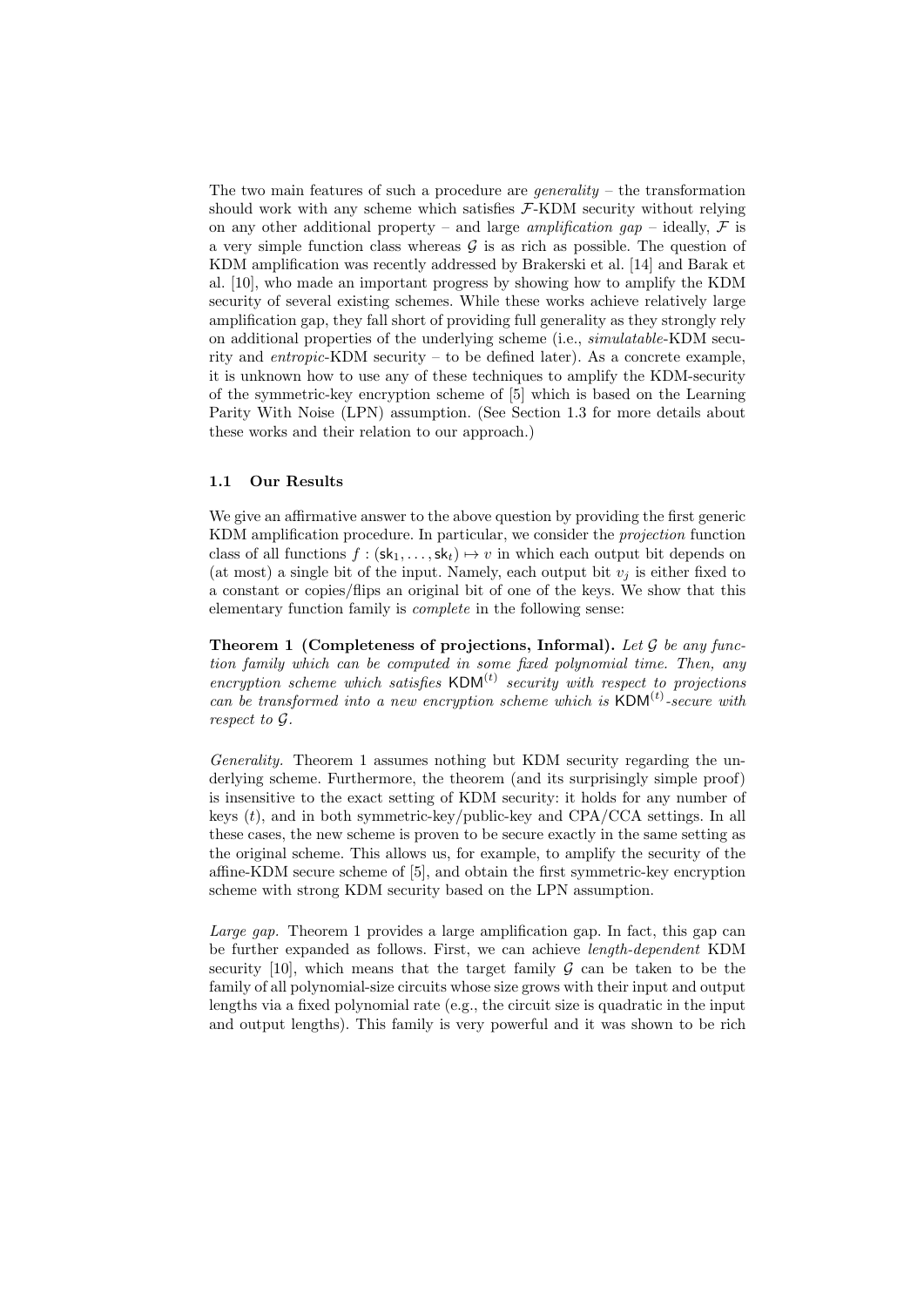The two main features of such a procedure are *generality* – the transformation should work with any scheme which satisfies $\mathcal{F}$-KDM security without relying on any other additional property – and large *amplification gap* – ideally, $\mathcal{F}$ is a very simple function class whereas $\mathcal{G}$ is as rich as possible. The question of KDM amplification was recently addressed by Brakerski et al. [14] and Barak et al. [10], who made an important progress by showing how to amplify the KDM security of several existing schemes. While these works achieve relatively large amplification gap, they fall short of providing full generality as they strongly rely on additional properties of the underlying scheme (i.e., *simulatable*-KDM security and *entropic*-KDM security – to be defined later). As a concrete example, it is unknown how to use any of these techniques to amplify the KDM-security of the symmetric-key encryption scheme of [5] which is based on the Learning Parity With Noise (LPN) assumption. (See Section 1.3 for more details about these works and their relation to our approach.)

### 1.1 Our Results

We give an affirmative answer to the above question by providing the first generic KDM amplification procedure. In particular, we consider the *projection* function class of all functions $f : (\mathsf{sk}_1, \ldots, \mathsf{sk}_t) \mapsto v$ in which each output bit depends on (at most) a single bit of the input. Namely, each output bit $v_j$ is either fixed to a constant or copies/flips an original bit of one of the keys. We show that this elementary function family is *complete* in the following sense:

**Theorem 1 (Completeness of projections, Informal).** *Let $\mathcal{G}$ be any function family which can be computed in some fixed polynomial time. Then, any encryption scheme which satisfies $\mathsf{KDM}^{(t)}$ security with respect to projections can be transformed into a new encryption scheme which is $\mathsf{KDM}^{(t)}$-secure with respect to $\mathcal{G}$.*

*Generality.* Theorem 1 assumes nothing but KDM security regarding the underlying scheme. Furthermore, the theorem (and its surprisingly simple proof) is insensitive to the exact setting of KDM security: it holds for any number of keys ($t$), and in both symmetric-key/public-key and CPA/CCA settings. In all these cases, the new scheme is proven to be secure exactly in the same setting as the original scheme. This allows us, for example, to amplify the security of the affine-KDM secure scheme of [5], and obtain the first symmetric-key encryption scheme with strong KDM security based on the LPN assumption.

*Large gap.* Theorem 1 provides a large amplification gap. In fact, this gap can be further expanded as follows. First, we can achieve *length-dependent* KDM security [10], which means that the target family $\mathcal{G}$ can be taken to be the family of all polynomial-size circuits whose size grows with their input and output lengths via a fixed polynomial rate (e.g., the circuit size is quadratic in the input and output lengths). This family is very powerful and it was shown to be rich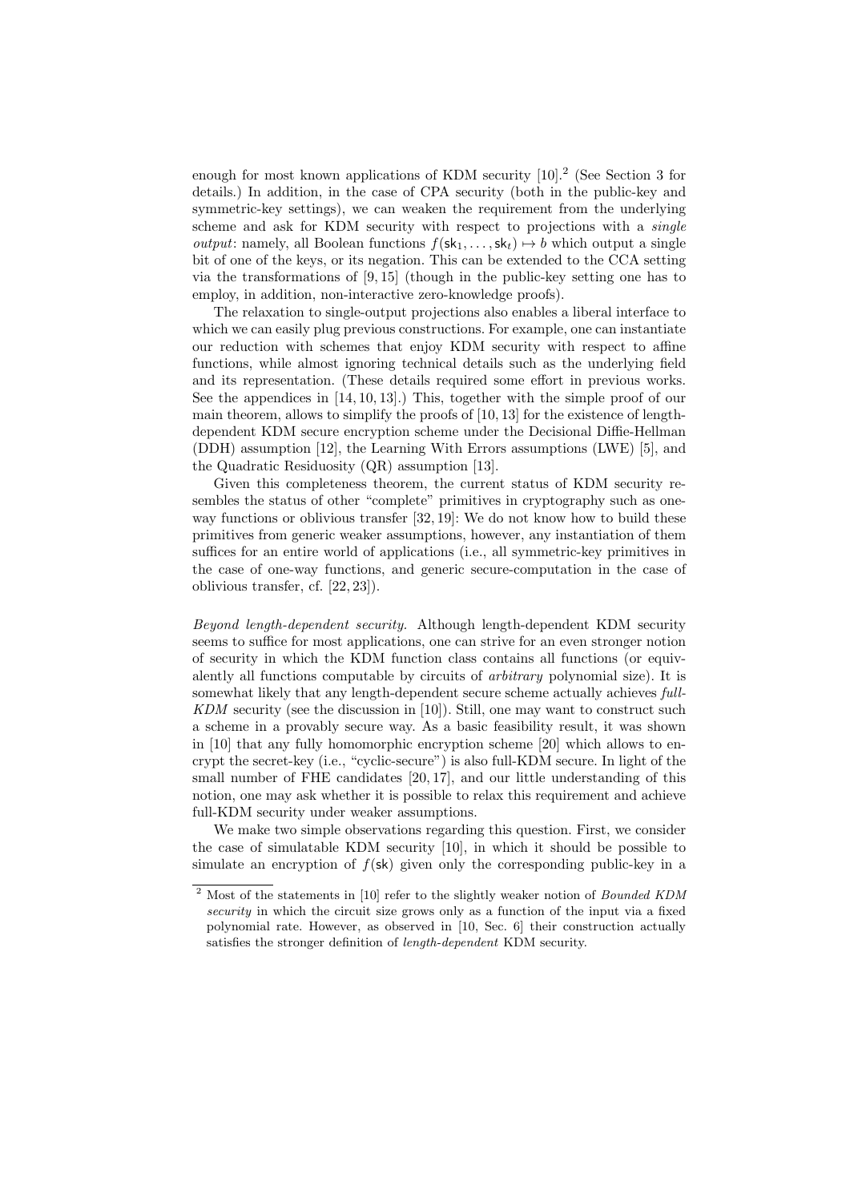enough for most known applications of KDM security [10].[2] (See Section 3 for details.) In addition, in the case of CPA security (both in the public-key and symmetric-key settings), we can weaken the requirement from the underlying scheme and ask for KDM security with respect to projections with a *single output*: namely, all Boolean functions $f(\mathsf{sk}_1, \ldots, \mathsf{sk}_t) \mapsto b$ which output a single bit of one of the keys, or its negation. This can be extended to the CCA setting via the transformations of [9, 15] (though in the public-key setting one has to employ, in addition, non-interactive zero-knowledge proofs).

The relaxation to single-output projections also enables a liberal interface to which we can easily plug previous constructions. For example, one can instantiate our reduction with schemes that enjoy KDM security with respect to affine functions, while almost ignoring technical details such as the underlying field and its representation. (These details required some effort in previous works. See the appendices in [14, 10, 13].) This, together with the simple proof of our main theorem, allows to simplify the proofs of [10, 13] for the existence of length-dependent KDM secure encryption scheme under the Decisional Diffie-Hellman (DDH) assumption [12], the Learning With Errors assumptions (LWE) [5], and the Quadratic Residuosity (QR) assumption [13].

Given this completeness theorem, the current status of KDM security resembles the status of other "complete" primitives in cryptography such as one-way functions or oblivious transfer [32, 19]: We do not know how to build these primitives from generic weaker assumptions, however, any instantiation of them suffices for an entire world of applications (i.e., all symmetric-key primitives in the case of one-way functions, and generic secure-computation in the case of oblivious transfer, cf. [22, 23]).

*Beyond length-dependent security.* Although length-dependent KDM security seems to suffice for most applications, one can strive for an even stronger notion of security in which the KDM function class contains all functions (or equivalently all functions computable by circuits of *arbitrary* polynomial size). It is somewhat likely that any length-dependent secure scheme actually achieves *full-KDM* security (see the discussion in [10]). Still, one may want to construct such a scheme in a provably secure way. As a basic feasibility result, it was shown in [10] that any fully homomorphic encryption scheme [20] which allows to encrypt the secret-key (i.e., "cyclic-secure") is also full-KDM secure. In light of the small number of FHE candidates [20, 17], and our little understanding of this notion, one may ask whether it is possible to relax this requirement and achieve full-KDM security under weaker assumptions.

We make two simple observations regarding this question. First, we consider the case of simulatable KDM security [10], in which it should be possible to simulate an encryption of $f(\mathsf{sk})$ given only the corresponding public-key in a

[2] Most of the statements in [10] refer to the slightly weaker notion of *Bounded KDM security* in which the circuit size grows only as a function of the input via a fixed polynomial rate. However, as observed in [10, Sec. 6] their construction actually satisfies the stronger definition of *length-dependent* KDM security.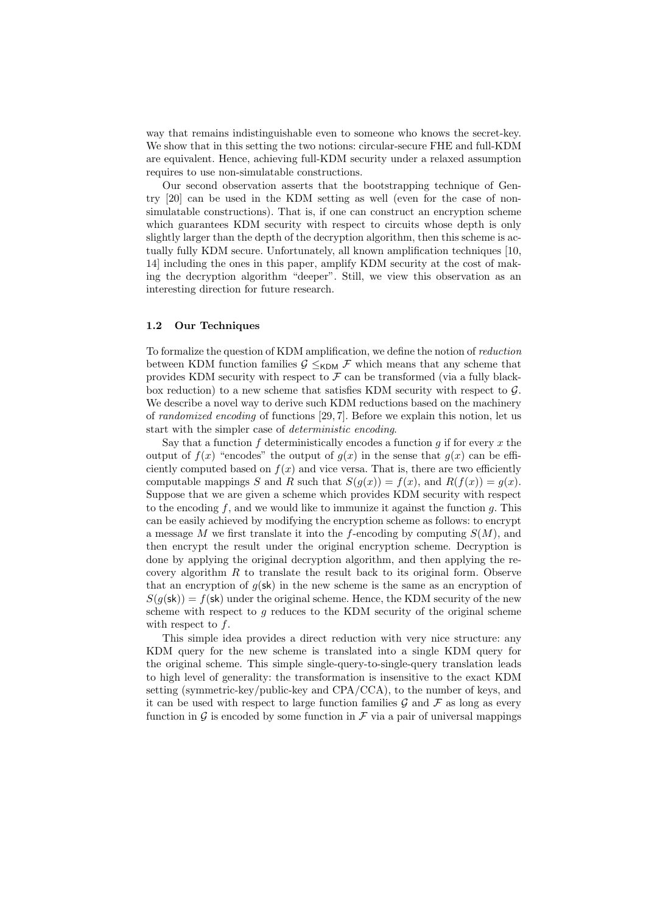way that remains indistinguishable even to someone who knows the secret-key. We show that in this setting the two notions: circular-secure FHE and full-KDM are equivalent. Hence, achieving full-KDM security under a relaxed assumption requires to use non-simulatable constructions.

Our second observation asserts that the bootstrapping technique of Gentry [20] can be used in the KDM setting as well (even for the case of non-simulatable constructions). That is, if one can construct an encryption scheme which guarantees KDM security with respect to circuits whose depth is only slightly larger than the depth of the decryption algorithm, then this scheme is actually fully KDM secure. Unfortunately, all known amplification techniques [10, 14] including the ones in this paper, amplify KDM security at the cost of making the decryption algorithm "deeper". Still, we view this observation as an interesting direction for future research.

### 1.2 Our Techniques

To formalize the question of KDM amplification, we define the notion of *reduction* between KDM function families $\mathcal{G} \leq_{\mathsf{KDM}} \mathcal{F}$ which means that any scheme that provides KDM security with respect to $\mathcal{F}$ can be transformed (via a fully black-box reduction) to a new scheme that satisfies KDM security with respect to $\mathcal{G}$. We describe a novel way to derive such KDM reductions based on the machinery of *randomized encoding* of functions [29, 7]. Before we explain this notion, let us start with the simpler case of *deterministic encoding*.

Say that a function $f$ deterministically encodes a function $g$ if for every $x$ the output of $f(x)$ "encodes" the output of $g(x)$ in the sense that $g(x)$ can be efficiently computed based on $f(x)$ and vice versa. That is, there are two efficiently computable mappings $S$ and $R$ such that $S(g(x)) = f(x)$, and $R(f(x)) = g(x)$. Suppose that we are given a scheme which provides KDM security with respect to the encoding $f$, and we would like to immunize it against the function $g$. This can be easily achieved by modifying the encryption scheme as follows: to encrypt a message $M$ we first translate it into the $f$-encoding by computing $S(M)$, and then encrypt the result under the original encryption scheme. Decryption is done by applying the original decryption algorithm, and then applying the recovery algorithm $R$ to translate the result back to its original form. Observe that an encryption of $g(\mathsf{sk})$ in the new scheme is the same as an encryption of $S(g(\mathsf{sk})) = f(\mathsf{sk})$ under the original scheme. Hence, the KDM security of the new scheme with respect to $g$ reduces to the KDM security of the original scheme with respect to $f$.

This simple idea provides a direct reduction with very nice structure: any KDM query for the new scheme is translated into a single KDM query for the original scheme. This simple single-query-to-single-query translation leads to high level of generality: the transformation is insensitive to the exact KDM setting (symmetric-key/public-key and CPA/CCA), to the number of keys, and it can be used with respect to large function families $\mathcal{G}$ and $\mathcal{F}$ as long as every function in $\mathcal{G}$ is encoded by some function in $\mathcal{F}$ via a pair of universal mappings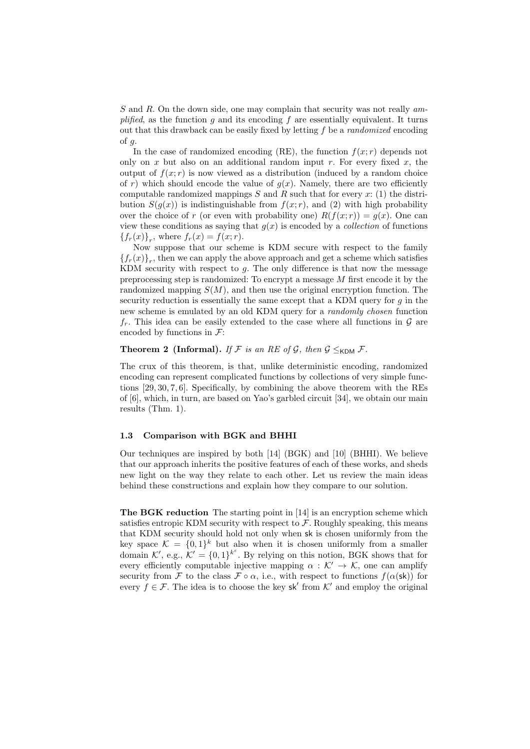$S$ and $R$. On the down side, one may complain that security was not really *amplified*, as the function $g$ and its encoding $f$ are essentially equivalent. It turns out that this drawback can be easily fixed by letting $f$ be a *randomized* encoding of $g$.

In the case of randomized encoding (RE), the function $f(x;r)$ depends not only on $x$ but also on an additional random input $r$. For every fixed $x$, the output of $f(x;r)$ is now viewed as a distribution (induced by a random choice of $r$) which should encode the value of $g(x)$. Namely, there are two efficiently computable randomized mappings $S$ and $R$ such that for every $x$: (1) the distribution $S(g(x))$ is indistinguishable from $f(x;r)$, and (2) with high probability over the choice of $r$ (or even with probability one) $R(f(x;r)) = g(x)$. One can view these conditions as saying that $g(x)$ is encoded by a *collection* of functions $\{f_r(x)\}_r$, where $f_r(x) = f(x;r)$.

Now suppose that our scheme is KDM secure with respect to the family $\{f_r(x)\}_r$, then we can apply the above approach and get a scheme which satisfies KDM security with respect to $g$. The only difference is that now the message preprocessing step is randomized: To encrypt a message $M$ first encode it by the randomized mapping $S(M)$, and then use the original encryption function. The security reduction is essentially the same except that a KDM query for $g$ in the new scheme is emulated by an old KDM query for a *randomly chosen* function $f_r$. This idea can be easily extended to the case where all functions in $\mathcal{G}$ are encoded by functions in $\mathcal{F}$:

**Theorem 2 (Informal).** *If $\mathcal{F}$ is an RE of $\mathcal{G}$, then $\mathcal{G} \leq_{\mathsf{KDM}} \mathcal{F}$.*

The crux of this theorem, is that, unlike deterministic encoding, randomized encoding can represent complicated functions by collections of very simple functions [29, 30, 7, 6]. Specifically, by combining the above theorem with the REs of [6], which, in turn, are based on Yao's garbled circuit [34], we obtain our main results (Thm. 1).

### 1.3 Comparison with BGK and BHHI

Our techniques are inspired by both [14] (BGK) and [10] (BHHI). We believe that our approach inherits the positive features of each of these works, and sheds new light on the way they relate to each other. Let us review the main ideas behind these constructions and explain how they compare to our solution.

**The BGK reduction** The starting point in [14] is an encryption scheme which satisfies entropic KDM security with respect to $\mathcal{F}$. Roughly speaking, this means that KDM security should hold not only when $\mathsf{sk}$ is chosen uniformly from the key space $\mathcal{K} = \{0,1\}^k$ but also when it is chosen uniformly from a smaller domain $\mathcal{K}'$, e.g., $\mathcal{K}' = \{0,1\}^{k^{\varepsilon}}$. By relying on this notion, BGK shows that for every efficiently computable injective mapping $\alpha : \mathcal{K}' \to \mathcal{K}$, one can amplify security from $\mathcal{F}$ to the class $\mathcal{F} \circ \alpha$, i.e., with respect to functions $f(\alpha(\mathsf{sk}))$ for every $f \in \mathcal{F}$. The idea is to choose the key $\mathsf{sk}'$ from $\mathcal{K}'$ and employ the original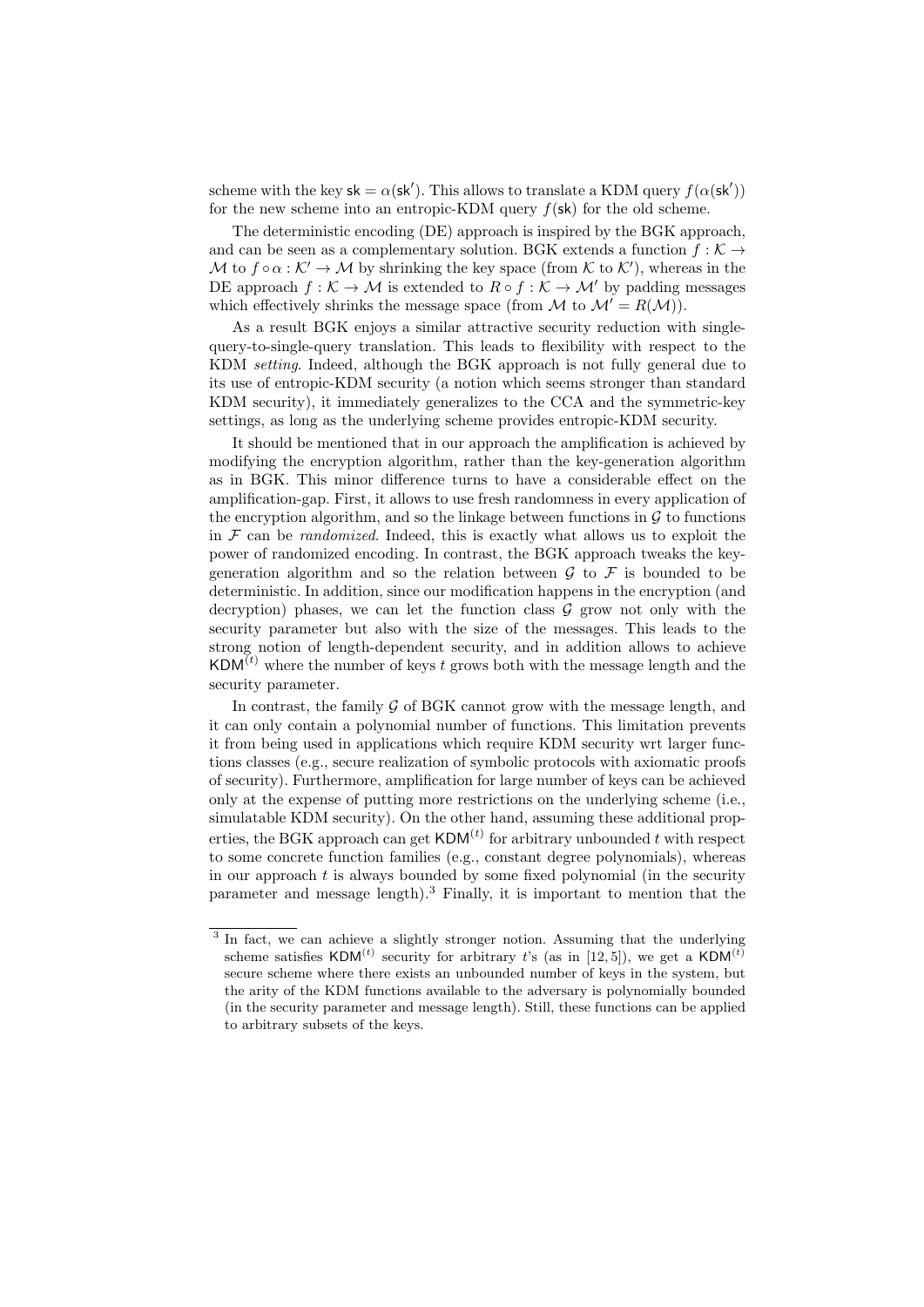scheme with the key $\mathsf{sk} = \alpha(\mathsf{sk}')$. This allows to translate a KDM query $f(\alpha(\mathsf{sk}'))$ for the new scheme into an entropic-KDM query $f(\mathsf{sk})$ for the old scheme.

The deterministic encoding (DE) approach is inspired by the BGK approach, and can be seen as a complementary solution. BGK extends a function $f : \mathcal{K} \to \mathcal{M}$ to $f \circ \alpha : \mathcal{K}' \to \mathcal{M}$ by shrinking the key space (from $\mathcal{K}$ to $\mathcal{K}'$), whereas in the DE approach $f : \mathcal{K} \to \mathcal{M}$ is extended to $R \circ f : \mathcal{K} \to \mathcal{M}'$ by padding messages which effectively shrinks the message space (from $\mathcal{M}$ to $\mathcal{M}' = R(\mathcal{M})$).

As a result BGK enjoys a similar attractive security reduction with single-query-to-single-query translation. This leads to flexibility with respect to the KDM *setting*. Indeed, although the BGK approach is not fully general due to its use of entropic-KDM security (a notion which seems stronger than standard KDM security), it immediately generalizes to the CCA and the symmetric-key settings, as long as the underlying scheme provides entropic-KDM security.

It should be mentioned that in our approach the amplification is achieved by modifying the encryption algorithm, rather than the key-generation algorithm as in BGK. This minor difference turns to have a considerable effect on the amplification-gap. First, it allows to use fresh randomness in every application of the encryption algorithm, and so the linkage between functions in $\mathcal{G}$ to functions in $\mathcal{F}$ can be *randomized*. Indeed, this is exactly what allows us to exploit the power of randomized encoding. In contrast, the BGK approach tweaks the key-generation algorithm and so the relation between $\mathcal{G}$ to $\mathcal{F}$ is bounded to be deterministic. In addition, since our modification happens in the encryption (and decryption) phases, we can let the function class $\mathcal{G}$ grow not only with the security parameter but also with the size of the messages. This leads to the strong notion of length-dependent security, and in addition allows to achieve $\mathsf{KDM}^{(t)}$ where the number of keys $t$ grows both with the message length and the security parameter.

In contrast, the family $\mathcal{G}$ of BGK cannot grow with the message length, and it can only contain a polynomial number of functions. This limitation prevents it from being used in applications which require KDM security wrt larger functions classes (e.g., secure realization of symbolic protocols with axiomatic proofs of security). Furthermore, amplification for large number of keys can be achieved only at the expense of putting more restrictions on the underlying scheme (i.e., simulatable KDM security). On the other hand, assuming these additional properties, the BGK approach can get $\mathsf{KDM}^{(t)}$ for arbitrary unbounded $t$ with respect to some concrete function families (e.g., constant degree polynomials), whereas in our approach $t$ is always bounded by some fixed polynomial (in the security parameter and message length).[3] Finally, it is important to mention that the

[3] In fact, we can achieve a slightly stronger notion. Assuming that the underlying scheme satisfies $\mathsf{KDM}^{(t)}$ security for arbitrary $t$'s (as in [12, 5]), we get a $\mathsf{KDM}^{(t)}$ secure scheme where there exists an unbounded number of keys in the system, but the arity of the KDM functions available to the adversary is polynomially bounded (in the security parameter and message length). Still, these functions can be applied to arbitrary subsets of the keys.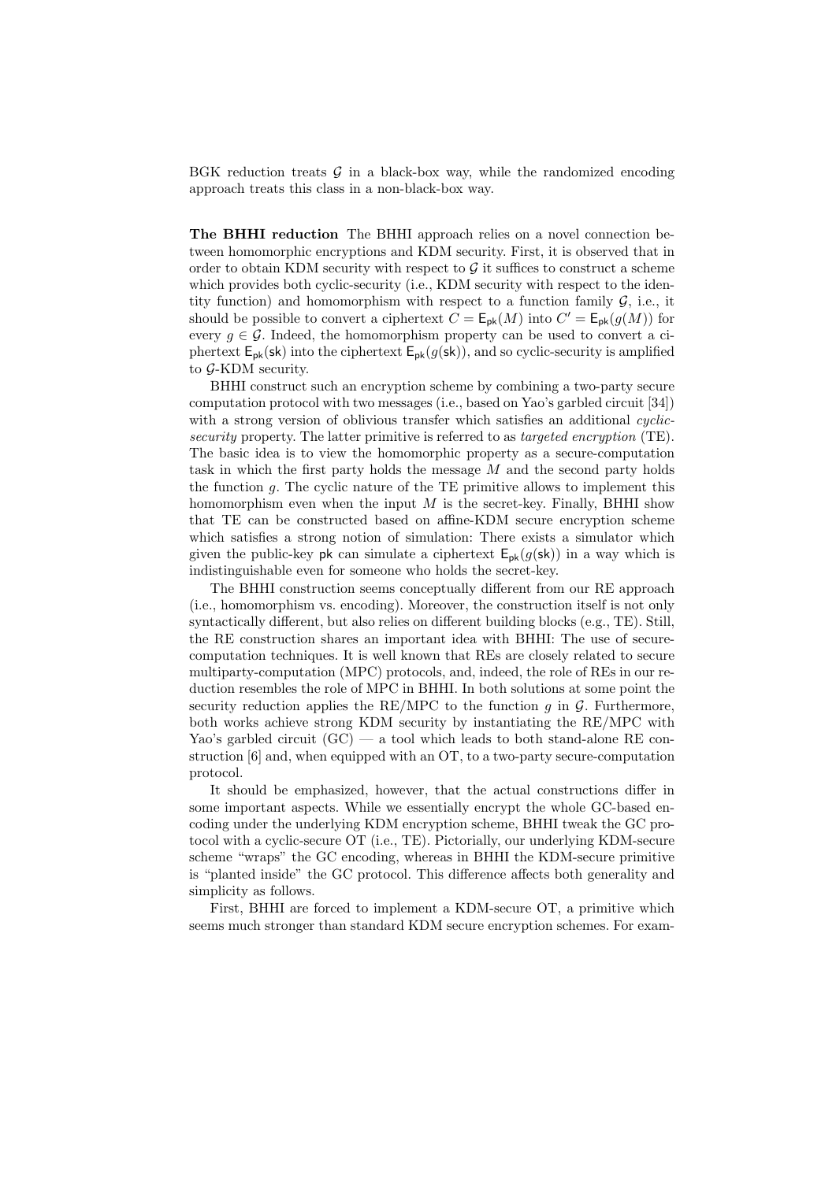BGK reduction treats $\mathcal{G}$ in a black-box way, while the randomized encoding approach treats this class in a non-black-box way.

**The BHHI reduction** The BHHI approach relies on a novel connection between homomorphic encryptions and KDM security. First, it is observed that in order to obtain KDM security with respect to $\mathcal{G}$ it suffices to construct a scheme which provides both cyclic-security (i.e., KDM security with respect to the identity function) and homomorphism with respect to a function family $\mathcal{G}$, i.e., it should be possible to convert a ciphertext $C = \mathsf{E}_{\mathsf{pk}}(M)$ into $C' = \mathsf{E}_{\mathsf{pk}}(g(M))$ for every $g \in \mathcal{G}$. Indeed, the homomorphism property can be used to convert a ciphertext $\mathsf{E}_{\mathsf{pk}}(\mathsf{sk})$ into the ciphertext $\mathsf{E}_{\mathsf{pk}}(g(\mathsf{sk}))$, and so cyclic-security is amplified to $\mathcal{G}$-KDM security.

BHHI construct such an encryption scheme by combining a two-party secure computation protocol with two messages (i.e., based on Yao's garbled circuit [34]) with a strong version of oblivious transfer which satisfies an additional *cyclic-security* property. The latter primitive is referred to as *targeted encryption* (TE). The basic idea is to view the homomorphic property as a secure-computation task in which the first party holds the message $M$ and the second party holds the function $g$. The cyclic nature of the TE primitive allows to implement this homomorphism even when the input $M$ is the secret-key. Finally, BHHI show that TE can be constructed based on affine-KDM secure encryption scheme which satisfies a strong notion of simulation: There exists a simulator which given the public-key $\mathsf{pk}$ can simulate a ciphertext $\mathsf{E}_{\mathsf{pk}}(g(\mathsf{sk}))$ in a way which is indistinguishable even for someone who holds the secret-key.

The BHHI construction seems conceptually different from our RE approach (i.e., homomorphism vs. encoding). Moreover, the construction itself is not only syntactically different, but also relies on different building blocks (e.g., TE). Still, the RE construction shares an important idea with BHHI: The use of secure-computation techniques. It is well known that REs are closely related to secure multiparty-computation (MPC) protocols, and, indeed, the role of REs in our reduction resembles the role of MPC in BHHI. In both solutions at some point the security reduction applies the RE/MPC to the function $g$ in $\mathcal{G}$. Furthermore, both works achieve strong KDM security by instantiating the RE/MPC with Yao's garbled circuit (GC) — a tool which leads to both stand-alone RE construction [6] and, when equipped with an OT, to a two-party secure-computation protocol.

It should be emphasized, however, that the actual constructions differ in some important aspects. While we essentially encrypt the whole GC-based encoding under the underlying KDM encryption scheme, BHHI tweak the GC protocol with a cyclic-secure OT (i.e., TE). Pictorially, our underlying KDM-secure scheme "wraps" the GC encoding, whereas in BHHI the KDM-secure primitive is "planted inside" the GC protocol. This difference affects both generality and simplicity as follows.

First, BHHI are forced to implement a KDM-secure OT, a primitive which seems much stronger than standard KDM secure encryption schemes. For exam-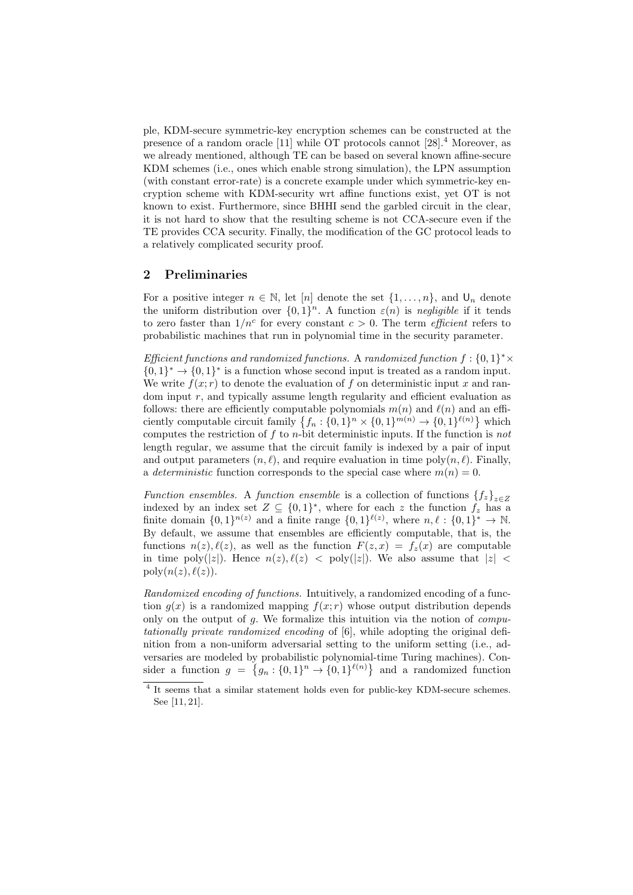ple, KDM-secure symmetric-key encryption schemes can be constructed at the presence of a random oracle [11] while OT protocols cannot [28].[4] Moreover, as we already mentioned, although TE can be based on several known affine-secure KDM schemes (i.e., ones which enable strong simulation), the LPN assumption (with constant error-rate) is a concrete example under which symmetric-key encryption scheme with KDM-security wrt affine functions exist, yet OT is not known to exist. Furthermore, since BHHI send the garbled circuit in the clear, it is not hard to show that the resulting scheme is not CCA-secure even if the TE provides CCA security. Finally, the modification of the GC protocol leads to a relatively complicated security proof.

## 2 Preliminaries

For a positive integer $n \in \mathbb{N}$, let $[n]$ denote the set $\{1, \ldots, n\}$, and $\mathsf{U}_n$ denote the uniform distribution over $\{0,1\}^n$. A function $\varepsilon(n)$ is *negligible* if it tends to zero faster than $1/n^c$ for every constant $c > 0$. The term *efficient* refers to probabilistic machines that run in polynomial time in the security parameter.

*Efficient functions and randomized functions.* A *randomized function* $f : \{0,1\}^* \times \{0,1\}^* \to \{0,1\}^*$ is a function whose second input is treated as a random input. We write $f(x; r)$ to denote the evaluation of $f$ on deterministic input $x$ and random input $r$, and typically assume length regularity and efficient evaluation as follows: there are efficiently computable polynomials $m(n)$ and $\ell(n)$ and an efficiently computable circuit family $\left\{f_n : \{0,1\}^n \times \{0,1\}^{m(n)} \to \{0,1\}^{\ell(n)}\right\}$ which computes the restriction of $f$ to $n$-bit deterministic inputs. If the function is *not* length regular, we assume that the circuit family is indexed by a pair of input and output parameters $(n, \ell)$, and require evaluation in time $\mathrm{poly}(n, \ell)$. Finally, a *deterministic* function corresponds to the special case where $m(n) = 0$.

*Function ensembles.* A *function ensemble* is a collection of functions $\{f_z\}_{z \in Z}$ indexed by an index set $Z \subseteq \{0,1\}^*$, where for each $z$ the function $f_z$ has a finite domain $\{0,1\}^{n(z)}$ and a finite range $\{0,1\}^{\ell(z)}$, where $n, \ell : \{0,1\}^* \to \mathbb{N}$. By default, we assume that ensembles are efficiently computable, that is, the functions $n(z), \ell(z)$, as well as the function $F(z, x) = f_z(x)$ are computable in time $\mathrm{poly}(|z|)$. Hence $n(z), \ell(z) < \mathrm{poly}(|z|)$. We also assume that $|z| < \mathrm{poly}(n(z), \ell(z))$.

*Randomized encoding of functions.* Intuitively, a randomized encoding of a function $g(x)$ is a randomized mapping $f(x; r)$ whose output distribution depends only on the output of $g$. We formalize this intuition via the notion of *computationally private randomized encoding* of [6], while adopting the original definition from a non-uniform adversarial setting to the uniform setting (i.e., adversaries are modeled by probabilistic polynomial-time Turing machines). Consider a function $g = \left\{g_n : \{0,1\}^n \to \{0,1\}^{\ell(n)}\right\}$ and a randomized function

[4] It seems that a similar statement holds even for public-key KDM-secure schemes. See [11, 21].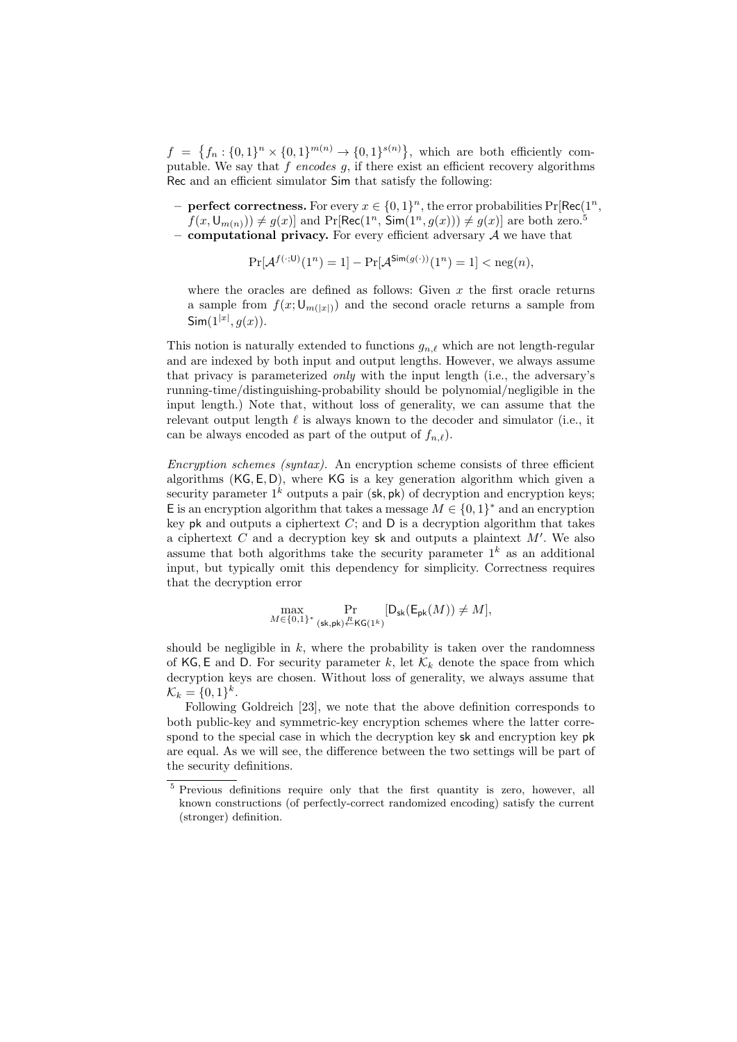$f = \{f_n : \{0,1\}^n \times \{0,1\}^{m(n)} \to \{0,1\}^{s(n)}\}$, which are both efficiently computable. We say that $f$ *encodes* $g$, if there exist an efficient recovery algorithms $\mathsf{Rec}$ and an efficient simulator $\mathsf{Sim}$ that satisfy the following:

– **perfect correctness.** For every $x \in \{0,1\}^n$, the error probabilities $\Pr[\mathsf{Rec}(1^n, f(x, \mathsf{U}_{m(n)})) \neq g(x)]$ and $\Pr[\mathsf{Rec}(1^n, \mathsf{Sim}(1^n, g(x))) \neq g(x)]$ are both zero.[5]

– **computational privacy.** For every efficient adversary $\mathcal{A}$ we have that

$$\Pr[\mathcal{A}^{f(\cdot;\mathsf{U})}(1^n) = 1] - \Pr[\mathcal{A}^{\mathsf{Sim}(g(\cdot))}(1^n) = 1] < \mathrm{neg}(n),$$

where the oracles are defined as follows: Given $x$ the first oracle returns a sample from $f(x; \mathsf{U}_{m(|x|)})$ and the second oracle returns a sample from $\mathsf{Sim}(1^{|x|}, g(x))$.

This notion is naturally extended to functions $g_{n,\ell}$ which are not length-regular and are indexed by both input and output lengths. However, we always assume that privacy is parameterized *only* with the input length (i.e., the adversary's running-time/distinguishing-probability should be polynomial/negligible in the input length.) Note that, without loss of generality, we can assume that the relevant output length $\ell$ is always known to the decoder and simulator (i.e., it can be always encoded as part of the output of $f_{n,\ell}$).

*Encryption schemes (syntax).* An encryption scheme consists of three efficient algorithms $(\mathsf{KG}, \mathsf{E}, \mathsf{D})$, where $\mathsf{KG}$ is a key generation algorithm which given a security parameter $1^k$ outputs a pair $(\mathsf{sk}, \mathsf{pk})$ of decryption and encryption keys; $\mathsf{E}$ is an encryption algorithm that takes a message $M \in \{0,1\}^*$ and an encryption key $\mathsf{pk}$ and outputs a ciphertext $C$; and $\mathsf{D}$ is a decryption algorithm that takes a ciphertext $C$ and a decryption key $\mathsf{sk}$ and outputs a plaintext $M'$. We also assume that both algorithms take the security parameter $1^k$ as an additional input, but typically omit this dependency for simplicity. Correctness requires that the decryption error

$$\max_{M \in \{0,1\}^*} \Pr_{(\mathsf{sk},\mathsf{pk}) \xleftarrow{R} \mathsf{KG}(1^k)} [\mathsf{D}_{\mathsf{sk}}(\mathsf{E}_{\mathsf{pk}}(M)) \neq M],$$

should be negligible in $k$, where the probability is taken over the randomness of $\mathsf{KG}, \mathsf{E}$ and $\mathsf{D}$. For security parameter $k$, let $\mathcal{K}_k$ denote the space from which decryption keys are chosen. Without loss of generality, we always assume that $\mathcal{K}_k = \{0,1\}^k$.

Following Goldreich [23], we note that the above definition corresponds to both public-key and symmetric-key encryption schemes where the latter correspond to the special case in which the decryption key $\mathsf{sk}$ and encryption key $\mathsf{pk}$ are equal. As we will see, the difference between the two settings will be part of the security definitions.

[5] Previous definitions require only that the first quantity is zero, however, all known constructions (of perfectly-correct randomized encoding) satisfy the current (stronger) definition.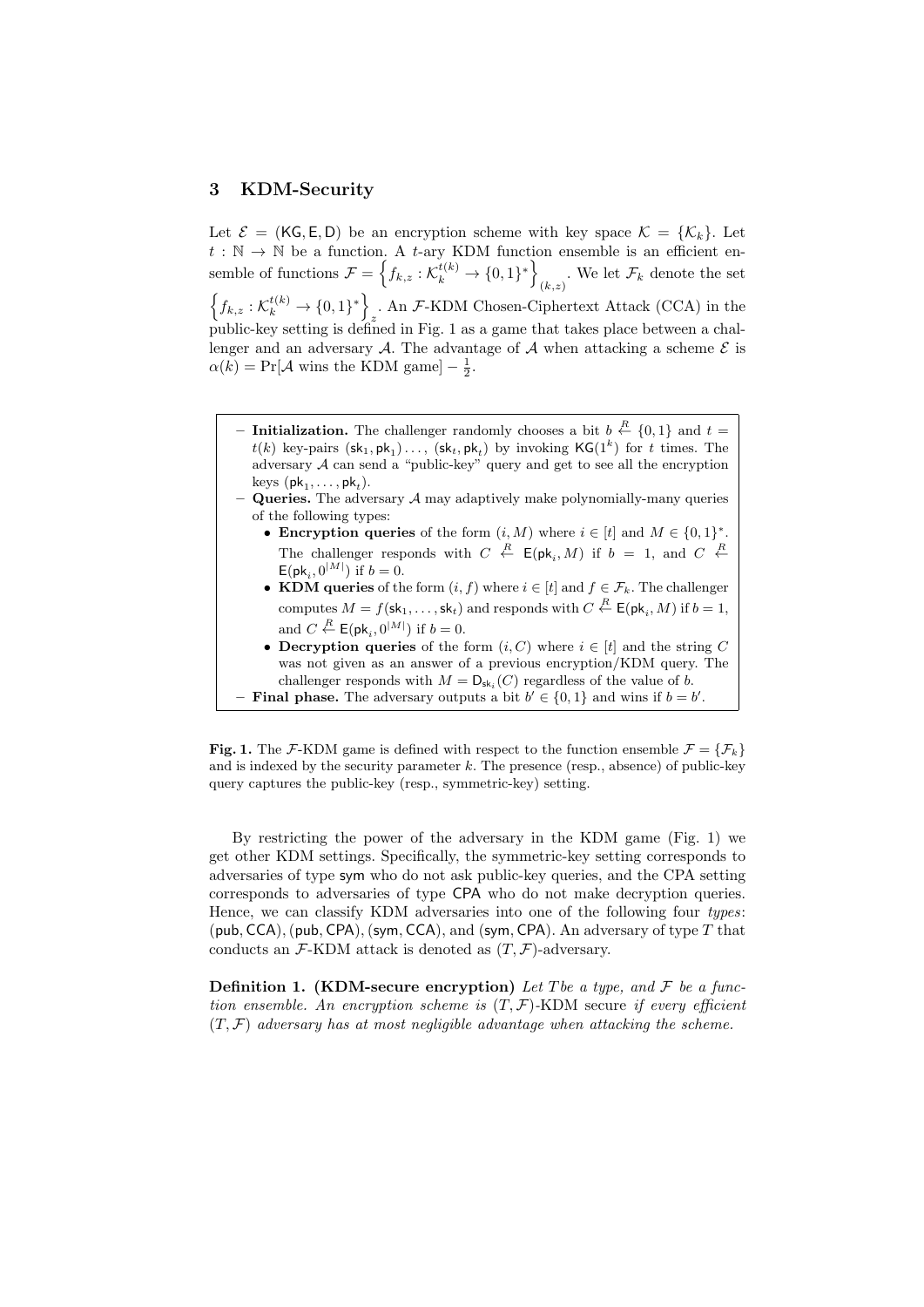## 3 KDM-Security

Let $\mathcal{E} = (\mathsf{KG}, \mathsf{E}, \mathsf{D})$ be an encryption scheme with key space $\mathcal{K} = \{\mathcal{K}_k\}$. Let $t : \mathbb{N} \to \mathbb{N}$ be a function. A $t$-ary KDM function ensemble is an efficient ensemble of functions $\mathcal{F} = \left\{ f_{k,z} : \mathcal{K}_k^{t(k)} \to \{0,1\}^* \right\}_{(k,z)}$. We let $\mathcal{F}_k$ denote the set $\left\{ f_{k,z} : \mathcal{K}_k^{t(k)} \to \{0,1\}^* \right\}_z$. An $\mathcal{F}$-KDM Chosen-Ciphertext Attack (CCA) in the public-key setting is defined in Fig. 1 as a game that takes place between a challenger and an adversary $\mathcal{A}$. The advantage of $\mathcal{A}$ when attacking a scheme $\mathcal{E}$ is $\alpha(k) = \Pr[\mathcal{A} \text{ wins the KDM game}] - \frac{1}{2}$.

- **Initialization.** The challenger randomly chooses a bit $b \xleftarrow{R} \{0,1\}$ and $t = t(k)$ key-pairs $(\mathsf{sk}_1, \mathsf{pk}_1) \ldots, (\mathsf{sk}_t, \mathsf{pk}_t)$ by invoking $\mathsf{KG}(1^k)$ for $t$ times. The adversary $\mathcal{A}$ can send a "public-key" query and get to see all the encryption keys $(\mathsf{pk}_1, \ldots, \mathsf{pk}_t)$.
- **Queries.** The adversary $\mathcal{A}$ may adaptively make polynomially-many queries of the following types:
  - **Encryption queries** of the form $(i, M)$ where $i \in [t]$ and $M \in \{0,1\}^*$. The challenger responds with $C \xleftarrow{R} \mathsf{E}(\mathsf{pk}_i, M)$ if $b = 1$, and $C \xleftarrow{R} \mathsf{E}(\mathsf{pk}_i, 0^{|M|})$ if $b = 0$.
  - **KDM queries** of the form $(i, f)$ where $i \in [t]$ and $f \in \mathcal{F}_k$. The challenger computes $M = f(\mathsf{sk}_1, \ldots, \mathsf{sk}_t)$ and responds with $C \xleftarrow{R} \mathsf{E}(\mathsf{pk}_i, M)$ if $b = 1$, and $C \xleftarrow{R} \mathsf{E}(\mathsf{pk}_i, 0^{|M|})$ if $b = 0$.
  - **Decryption queries** of the form $(i, C)$ where $i \in [t]$ and the string $C$ was not given as an answer of a previous encryption/KDM query. The challenger responds with $M = \mathsf{D}_{\mathsf{sk}_i}(C)$ regardless of the value of $b$.
- **Final phase.** The adversary outputs a bit $b' \in \{0,1\}$ and wins if $b = b'$.

**Fig. 1.** The $\mathcal{F}$-KDM game is defined with respect to the function ensemble $\mathcal{F} = \{\mathcal{F}_k\}$ and is indexed by the security parameter $k$. The presence (resp., absence) of public-key query captures the public-key (resp., symmetric-key) setting.

By restricting the power of the adversary in the KDM game (Fig. 1) we get other KDM settings. Specifically, the symmetric-key setting corresponds to adversaries of type $\mathsf{sym}$ who do not ask public-key queries, and the CPA setting corresponds to adversaries of type $\mathsf{CPA}$ who do not make decryption queries. Hence, we can classify KDM adversaries into one of the following four *types*: $(\mathsf{pub}, \mathsf{CCA}), (\mathsf{pub}, \mathsf{CPA}), (\mathsf{sym}, \mathsf{CCA})$, and $(\mathsf{sym}, \mathsf{CPA})$. An adversary of type $T$ that conducts an $\mathcal{F}$-KDM attack is denoted as $(T, \mathcal{F})$-adversary.

**Definition 1. (KDM-secure encryption)** *Let $T$ be a type, and $\mathcal{F}$ be a function ensemble. An encryption scheme is $(T, \mathcal{F})$-*KDM *secure if every efficient $(T, \mathcal{F})$ adversary has at most negligible advantage when attacking the scheme.*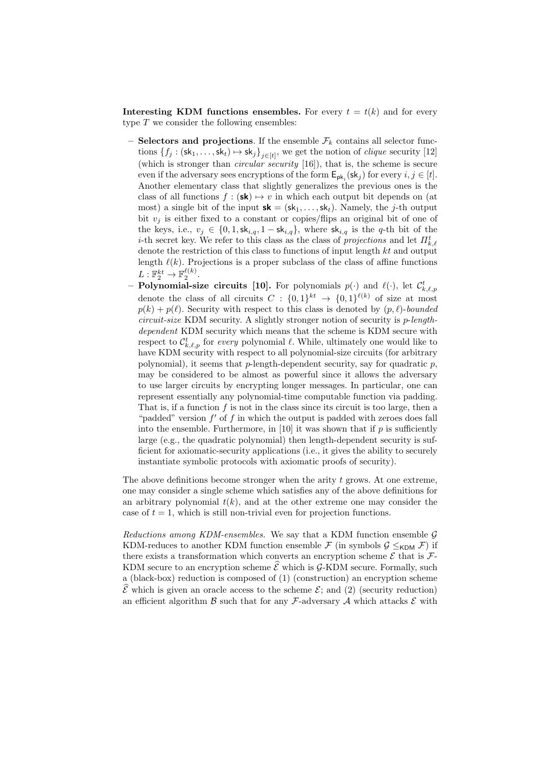**Interesting KDM functions ensembles.** For every $t = t(k)$ and for every type $T$ we consider the following ensembles:

- **Selectors and projections**. If the ensemble $\mathcal{F}_k$ contains all selector functions $\{f_j : (\mathsf{sk}_1, \ldots, \mathsf{sk}_t) \mapsto \mathsf{sk}_j\}_{j \in [t]}$, we get the notion of *clique* security [12] (which is stronger than *circular security* [16]), that is, the scheme is secure even if the adversary sees encryptions of the form $\mathsf{E}_{\mathsf{pk}_i}(\mathsf{sk}_j)$ for every $i, j \in [t]$. Another elementary class that slightly generalizes the previous ones is the class of all functions $f : (\mathbf{sk}) \mapsto v$ in which each output bit depends on (at most) a single bit of the input $\mathbf{sk} = (\mathsf{sk}_1, \ldots, \mathsf{sk}_t)$. Namely, the $j$-th output bit $v_j$ is either fixed to a constant or copies/flips an original bit of one of the keys, i.e., $v_j \in \{0, 1, \mathsf{sk}_{i,q}, 1 - \mathsf{sk}_{i,q}\}$, where $\mathsf{sk}_{i,q}$ is the $q$-th bit of the $i$-th secret key. We refer to this class as the class of *projections* and let $\Pi^t_{k,\ell}$ denote the restriction of this class to functions of input length $kt$ and output length $\ell(k)$. Projections is a proper subclass of the class of affine functions $L : \mathbb{F}_2^{kt} \to \mathbb{F}_2^{\ell(k)}$.
- **Polynomial-size circuits [10].** For polynomials $p(\cdot)$ and $\ell(\cdot)$, let $\mathcal{C}^t_{k,\ell,p}$ denote the class of all circuits $C : \{0,1\}^{kt} \to \{0,1\}^{\ell(k)}$ of size at most $p(k) + p(\ell)$. Security with respect to this class is denoted by $(p, \ell)$-*bounded circuit-size* KDM security. A slightly stronger notion of security is $p$-*length-dependent* KDM security which means that the scheme is KDM secure with respect to $\mathcal{C}^t_{k,\ell,p}$ for *every* polynomial $\ell$. While, ultimately one would like to have KDM security with respect to all polynomial-size circuits (for arbitrary polynomial), it seems that $p$-length-dependent security, say for quadratic $p$, may be considered to be almost as powerful since it allows the adversary to use larger circuits by encrypting longer messages. In particular, one can represent essentially any polynomial-time computable function via padding. That is, if a function $f$ is not in the class since its circuit is too large, then a "padded" version $f'$ of $f$ in which the output is padded with zeroes does fall into the ensemble. Furthermore, in [10] it was shown that if $p$ is sufficiently large (e.g., the quadratic polynomial) then length-dependent security is sufficient for axiomatic-security applications (i.e., it gives the ability to securely instantiate symbolic protocols with axiomatic proofs of security).

The above definitions become stronger when the arity $t$ grows. At one extreme, one may consider a single scheme which satisfies any of the above definitions for an arbitrary polynomial $t(k)$, and at the other extreme one may consider the case of $t = 1$, which is still non-trivial even for projection functions.

*Reductions among KDM-ensembles.* We say that a KDM function ensemble $\mathcal{G}$ KDM-reduces to another KDM function ensemble $\mathcal{F}$ (in symbols $\mathcal{G} \leq_{\mathsf{KDM}} \mathcal{F}$) if there exists a transformation which converts an encryption scheme $\mathcal{E}$ that is $\mathcal{F}$-KDM secure to an encryption scheme $\widehat{\mathcal{E}}$ which is $\mathcal{G}$-KDM secure. Formally, such a (black-box) reduction is composed of (1) (construction) an encryption scheme $\widehat{\mathcal{E}}$ which is given an oracle access to the scheme $\mathcal{E}$; and (2) (security reduction) an efficient algorithm $\mathcal{B}$ such that for any $\mathcal{F}$-adversary $\mathcal{A}$ which attacks $\mathcal{E}$ with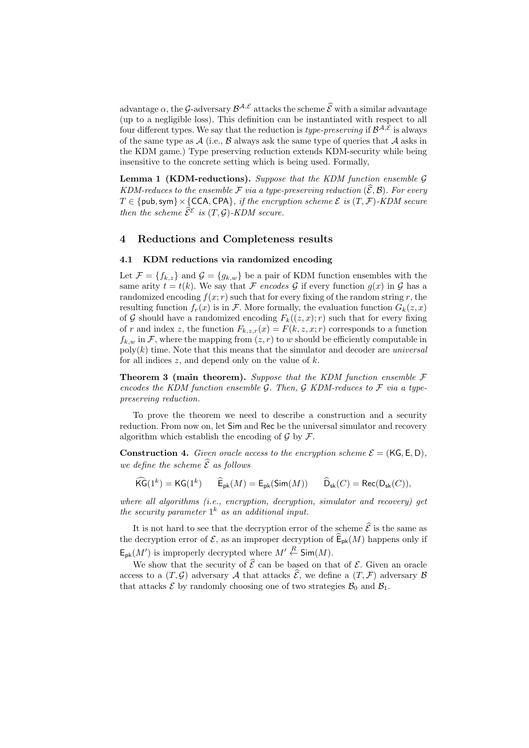advantage $\alpha$, the $\mathcal{G}$-adversary $\mathcal{B}^{\mathcal{A},\mathcal{E}}$ attacks the scheme $\widehat{\mathcal{E}}$ with a similar advantage (up to a negligible loss). This definition can be instantiated with respect to all four different types. We say that the reduction is *type-preserving* if $\mathcal{B}^{\mathcal{A},\mathcal{E}}$ is always of the same type as $\mathcal{A}$ (i.e., $\mathcal{B}$ always ask the same type of queries that $\mathcal{A}$ asks in the KDM game.) Type preserving reduction extends KDM-security while being insensitive to the concrete setting which is being used. Formally,

**Lemma 1 (KDM-reductions).** *Suppose that the KDM function ensemble $\mathcal{G}$ KDM-reduces to the ensemble $\mathcal{F}$ via a type-preserving reduction $(\widehat{\mathcal{E}}, \mathcal{B})$. For every $T \in \{\mathsf{pub}, \mathsf{sym}\} \times \{\mathsf{CCA}, \mathsf{CPA}\}$, if the encryption scheme $\mathcal{E}$ is $(T, \mathcal{F})$-KDM secure then the scheme $\widehat{\mathcal{E}}^{\mathcal{E}}$ is $(T, \mathcal{G})$-KDM secure.*

## 4 Reductions and Completeness results

### 4.1 KDM reductions via randomized encoding

Let $\mathcal{F} = \{f_{k,z}\}$ and $\mathcal{G} = \{g_{k,w}\}$ be a pair of KDM function ensembles with the same arity $t = t(k)$. We say that $\mathcal{F}$ *encodes* $\mathcal{G}$ if every function $g(x)$ in $\mathcal{G}$ has a randomized encoding $f(x; r)$ such that for every fixing of the random string $r$, the resulting function $f_r(x)$ is in $\mathcal{F}$. More formally, the evaluation function $G_k(z, x)$ of $\mathcal{G}$ should have a randomized encoding $F_k((z, x); r)$ such that for every fixing of $r$ and index $z$, the function $F_{k,z,r}(x) = F(k, z, x; r)$ corresponds to a function $f_{k,w}$ in $\mathcal{F}$, where the mapping from $(z, r)$ to $w$ should be efficiently computable in $\mathrm{poly}(k)$ time. Note that this means that the simulator and decoder are *universal* for all indices $z$, and depend only on the value of $k$.

**Theorem 3 (main theorem).** *Suppose that the KDM function ensemble $\mathcal{F}$ encodes the KDM function ensemble $\mathcal{G}$. Then, $\mathcal{G}$ KDM-reduces to $\mathcal{F}$ via a type-preserving reduction.*

To prove the theorem we need to describe a construction and a security reduction. From now on, let $\mathsf{Sim}$ and $\mathsf{Rec}$ be the universal simulator and recovery algorithm which establish the encoding of $\mathcal{G}$ by $\mathcal{F}$.

**Construction 4.** *Given oracle access to the encryption scheme $\mathcal{E} = (\mathsf{KG}, \mathsf{E}, \mathsf{D})$, we define the scheme $\widehat{\mathcal{E}}$ as follows*

$$\widehat{\mathsf{KG}}(1^k) = \mathsf{KG}(1^k) \qquad \widehat{\mathsf{E}}_{\mathsf{pk}}(M) = \mathsf{E}_{\mathsf{pk}}(\mathsf{Sim}(M)) \qquad \widehat{\mathsf{D}}_{\mathsf{sk}}(C) = \mathsf{Rec}(\mathsf{D}_{\mathsf{sk}}(C)),$$

*where all algorithms (i.e., encryption, decryption, simulator and recovery) get the security parameter $1^k$ as an additional input.*

It is not hard to see that the decryption error of the scheme $\widehat{\mathcal{E}}$ is the same as the decryption error of $\mathcal{E}$, as an improper decryption of $\widehat{\mathsf{E}}_{\mathsf{pk}}(M)$ happens only if $\mathsf{E}_{\mathsf{pk}}(M')$ is improperly decrypted where $M' \xleftarrow{R} \mathsf{Sim}(M)$.

We show that the security of $\widehat{\mathcal{E}}$ can be based on that of $\mathcal{E}$. Given an oracle access to a $(T, \mathcal{G})$ adversary $\mathcal{A}$ that attacks $\widehat{\mathcal{E}}$, we define a $(T, \mathcal{F})$ adversary $\mathcal{B}$ that attacks $\mathcal{E}$ by randomly choosing one of two strategies $\mathcal{B}_0$ and $\mathcal{B}_1$.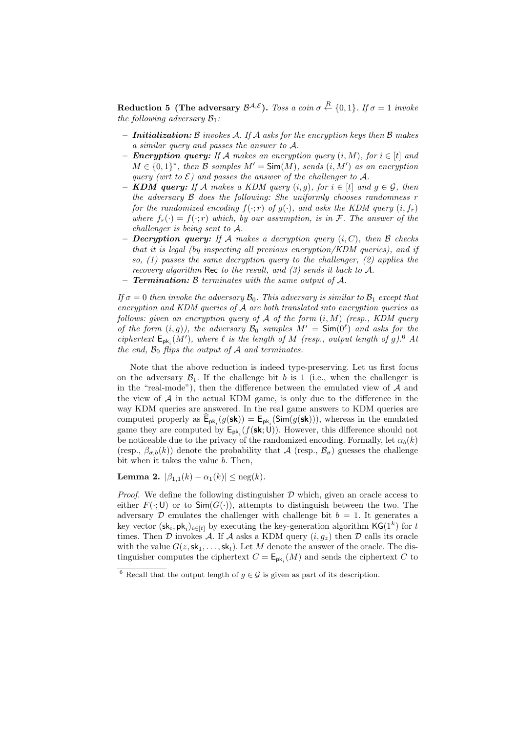**Reduction 5 (The adversary $\mathcal{B}^{\mathcal{A},\mathcal{E}}$).** *Toss a coin $\sigma \xleftarrow{R} \{0,1\}$. If $\sigma = 1$ invoke the following adversary $\mathcal{B}_1$:*

- ***Initialization:*** *$\mathcal{B}$ invokes $\mathcal{A}$. If $\mathcal{A}$ asks for the encryption keys then $\mathcal{B}$ makes a similar query and passes the answer to $\mathcal{A}$.*
- ***Encryption query:*** *If $\mathcal{A}$ makes an encryption query $(i, M)$, for $i \in [t]$ and $M \in \{0,1\}^*$, then $\mathcal{B}$ samples $M' = \mathsf{Sim}(M)$, sends $(i, M')$ as an encryption query (wrt to $\mathcal{E}$) and passes the answer of the challenger to $\mathcal{A}$.*
- ***KDM query:*** *If $\mathcal{A}$ makes a KDM query $(i, g)$, for $i \in [t]$ and $g \in \mathcal{G}$, then the adversary $\mathcal{B}$ does the following: She uniformly chooses randomness $r$ for the randomized encoding $f(\cdot; r)$ of $g(\cdot)$, and asks the KDM query $(i, f_r)$ where $f_r(\cdot) = f(\cdot; r)$ which, by our assumption, is in $\mathcal{F}$. The answer of the challenger is being sent to $\mathcal{A}$.*
- ***Decryption query:*** *If $\mathcal{A}$ makes a decryption query $(i, C)$, then $\mathcal{B}$ checks that it is legal (by inspecting all previous encryption/KDM queries), and if so, (1) passes the same decryption query to the challenger, (2) applies the recovery algorithm $\mathsf{Rec}$ to the result, and (3) sends it back to $\mathcal{A}$.*
- ***Termination:*** *$\mathcal{B}$ terminates with the same output of $\mathcal{A}$.*

*If $\sigma = 0$ then invoke the adversary $\mathcal{B}_0$. This adversary is similar to $\mathcal{B}_1$ except that encryption and KDM queries of $\mathcal{A}$ are both translated into encryption queries as follows: given an encryption query of $\mathcal{A}$ of the form $(i, M)$ (resp., KDM query of the form $(i, g)$), the adversary $\mathcal{B}_0$ samples $M' = \mathsf{Sim}(0^\ell)$ and asks for the ciphertext $\mathsf{E}_{\mathsf{pk}_i}(M')$, where $\ell$ is the length of $M$ (resp., output length of $g$).*[6] *At the end, $\mathcal{B}_0$ flips the output of $\mathcal{A}$ and terminates.*

Note that the above reduction is indeed type-preserving. Let us first focus on the adversary $\mathcal{B}_1$. If the challenge bit $b$ is 1 (i.e., when the challenger is in the "real-mode"), then the difference between the emulated view of $\mathcal{A}$ and the view of $\mathcal{A}$ in the actual KDM game, is only due to the difference in the way KDM queries are answered. In the real game answers to KDM queries are computed properly as $\widehat{\mathsf{E}}_{\mathsf{pk}_i}(g(\mathbf{sk})) = \mathsf{E}_{\mathsf{pk}_i}(\mathsf{Sim}(g(\mathbf{sk})))$, whereas in the emulated game they are computed by $\mathsf{E}_{\mathsf{pk}_i}(f(\mathbf{sk}; \mathsf{U}))$. However, this difference should not be noticeable due to the privacy of the randomized encoding. Formally, let $\alpha_b(k)$ (resp., $\beta_{\sigma,b}(k)$) denote the probability that $\mathcal{A}$ (resp., $\mathcal{B}_\sigma$) guesses the challenge bit when it takes the value $b$. Then,

**Lemma 2.** $|\beta_{1,1}(k) - \alpha_1(k)| \leq \mathrm{neg}(k)$.

*Proof.* We define the following distinguisher $\mathcal{D}$ which, given an oracle access to either $F(\cdot; \mathsf{U})$ or to $\mathsf{Sim}(G(\cdot))$, attempts to distinguish between the two. The adversary $\mathcal{D}$ emulates the challenger with challenge bit $b = 1$. It generates a key vector $(\mathsf{sk}_i, \mathsf{pk}_i)_{i \in [t]}$ by executing the key-generation algorithm $\mathsf{KG}(1^k)$ for $t$ times. Then $\mathcal{D}$ invokes $\mathcal{A}$. If $\mathcal{A}$ asks a KDM query $(i, g_z)$ then $\mathcal{D}$ calls its oracle with the value $G(z, \mathsf{sk}_1, \ldots, \mathsf{sk}_t)$. Let $M$ denote the answer of the oracle. The distinguisher computes the ciphertext $C = \mathsf{E}_{\mathsf{pk}_i}(M)$ and sends the ciphertext $C$ to

[6] Recall that the output length of $g \in \mathcal{G}$ is given as part of its description.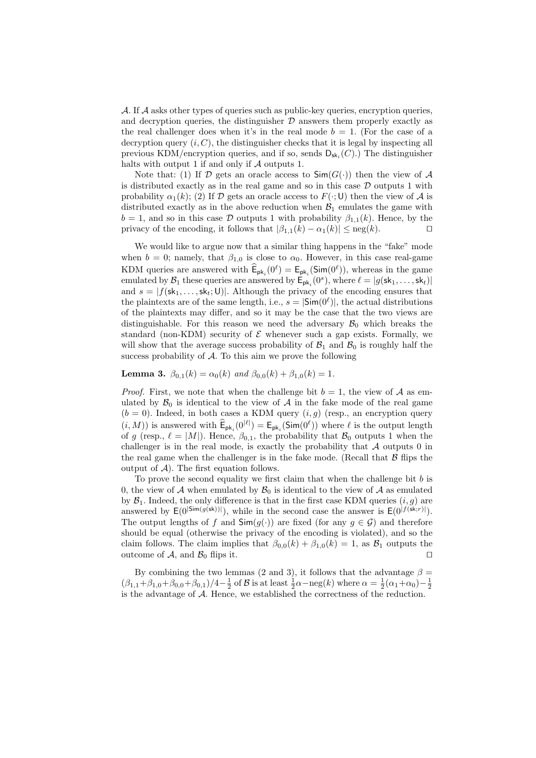$\mathcal{A}$. If $\mathcal{A}$ asks other types of queries such as public-key queries, encryption queries, and decryption queries, the distinguisher $\mathcal{D}$ answers them properly exactly as the real challenger does when it's in the real mode $b = 1$. (For the case of a decryption query $(i, C)$, the distinguisher checks that it is legal by inspecting all previous KDM/encryption queries, and if so, sends $\mathsf{D}_{\mathsf{sk}_i}(C)$.) The distinguisher halts with output 1 if and only if $\mathcal{A}$ outputs 1.

Note that: (1) If $\mathcal{D}$ gets an oracle access to $\mathsf{Sim}(G(\cdot))$ then the view of $\mathcal{A}$ is distributed exactly as in the real game and so in this case $\mathcal{D}$ outputs 1 with probability $\alpha_1(k)$; (2) If $\mathcal{D}$ gets an oracle access to $F(\cdot; \mathsf{U})$ then the view of $\mathcal{A}$ is distributed exactly as in the above reduction when $\mathcal{B}_1$ emulates the game with $b = 1$, and so in this case $\mathcal{D}$ outputs 1 with probability $\beta_{1,1}(k)$. Hence, by the privacy of the encoding, it follows that $|\beta_{1,1}(k) - \alpha_1(k)| \le \mathrm{neg}(k)$. $\square$

We would like to argue now that a similar thing happens in the "fake" mode when $b = 0$; namely, that $\beta_{1,0}$ is close to $\alpha_0$. However, in this case real-game KDM queries are answered with $\widehat{\mathsf{E}}_{\mathsf{pk}_i}(0^\ell) = \mathsf{E}_{\mathsf{pk}_i}(\mathsf{Sim}(0^\ell))$, whereas in the game emulated by $\mathcal{B}_1$ these queries are answered by $\mathsf{E}_{\mathsf{pk}_i}(0^s)$, where $\ell = |g(\mathsf{sk}_1, \ldots, \mathsf{sk}_t)|$ and $s = |f(\mathsf{sk}_1, \ldots, \mathsf{sk}_t; \mathsf{U})|$. Although the privacy of the encoding ensures that the plaintexts are of the same length, i.e., $s = |\mathsf{Sim}(0^\ell)|$, the actual distributions of the plaintexts may differ, and so it may be the case that the two views are distinguishable. For this reason we need the adversary $\mathcal{B}_0$ which breaks the standard (non-KDM) security of $\mathcal{E}$ whenever such a gap exists. Formally, we will show that the average success probability of $\mathcal{B}_1$ and $\mathcal{B}_0$ is roughly half the success probability of $\mathcal{A}$. To this aim we prove the following

**Lemma 3.** *$\beta_{0,1}(k) = \alpha_0(k)$ and $\beta_{0,0}(k) + \beta_{1,0}(k) = 1$.*

*Proof.* First, we note that when the challenge bit $b = 1$, the view of $\mathcal{A}$ as emulated by $\mathcal{B}_0$ is identical to the view of $\mathcal{A}$ in the fake mode of the real game ($b = 0$). Indeed, in both cases a KDM query $(i, g)$ (resp., an encryption query $(i, M)$) is answered with $\widehat{\mathsf{E}}_{\mathsf{pk}_i}(0^{|\ell|}) = \mathsf{E}_{\mathsf{pk}_i}(\mathsf{Sim}(0^\ell))$ where $\ell$ is the output length of $g$ (resp., $\ell = |M|$). Hence, $\beta_{0,1}$, the probability that $\mathcal{B}_0$ outputs 1 when the challenger is in the real mode, is exactly the probability that $\mathcal{A}$ outputs 0 in the real game when the challenger is in the fake mode. (Recall that $\mathcal{B}$ flips the output of $\mathcal{A}$). The first equation follows.

To prove the second equality we first claim that when the challenge bit $b$ is 0, the view of $\mathcal{A}$ when emulated by $\mathcal{B}_0$ is identical to the view of $\mathcal{A}$ as emulated by $\mathcal{B}_1$. Indeed, the only difference is that in the first case KDM queries $(i, g)$ are answered by $\mathsf{E}(0^{|\mathsf{Sim}(g(\mathsf{sk}))|})$, while in the second case the answer is $\mathsf{E}(0^{|f(\mathsf{sk};r)|})$. The output lengths of $f$ and $\mathsf{Sim}(g(\cdot))$ are fixed (for any $g \in \mathcal{G}$) and therefore should be equal (otherwise the privacy of the encoding is violated), and so the claim follows. The claim implies that $\beta_{0,0}(k) + \beta_{1,0}(k) = 1$, as $\mathcal{B}_1$ outputs the outcome of $\mathcal{A}$, and $\mathcal{B}_0$ flips it. $\square$

By combining the two lemmas (2 and 3), it follows that the advantage $\beta = (\beta_{1,1} + \beta_{1,0} + \beta_{0,0} + \beta_{0,1})/4 - \frac{1}{2}$ of $\mathcal{B}$ is at least $\frac{1}{2}\alpha - \mathrm{neg}(k)$ where $\alpha = \frac{1}{2}(\alpha_1 + \alpha_0) - \frac{1}{2}$ is the advantage of $\mathcal{A}$. Hence, we established the correctness of the reduction.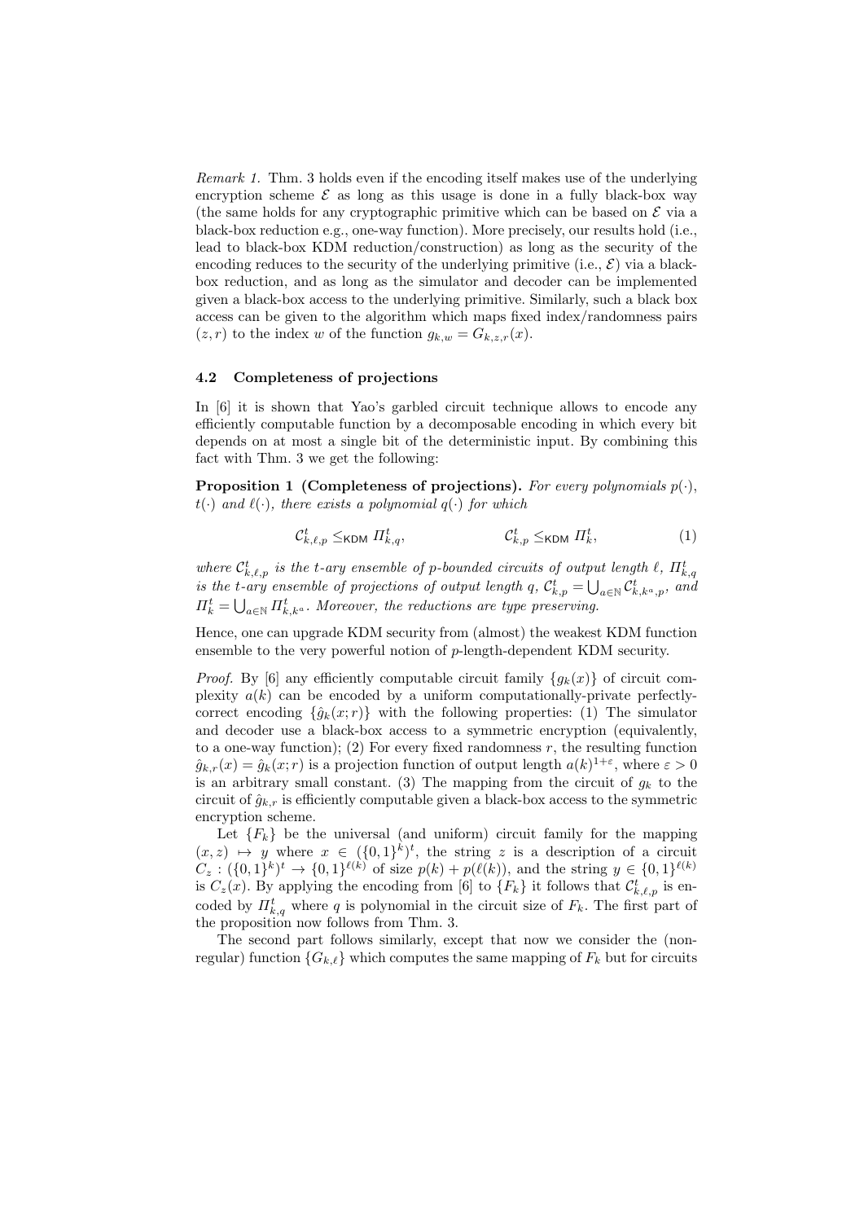*Remark 1.* Thm. 3 holds even if the encoding itself makes use of the underlying encryption scheme $\mathcal{E}$ as long as this usage is done in a fully black-box way (the same holds for any cryptographic primitive which can be based on $\mathcal{E}$ via a black-box reduction e.g., one-way function). More precisely, our results hold (i.e., lead to black-box KDM reduction/construction) as long as the security of the encoding reduces to the security of the underlying primitive (i.e., $\mathcal{E}$) via a black-box reduction, and as long as the simulator and decoder can be implemented given a black-box access to the underlying primitive. Similarly, such a black box access can be given to the algorithm which maps fixed index/randomness pairs $(z, r)$ to the index $w$ of the function $g_{k,w} = G_{k,z,r}(x)$.

### 4.2 Completeness of projections

In [6] it is shown that Yao's garbled circuit technique allows to encode any efficiently computable function by a decomposable encoding in which every bit depends on at most a single bit of the deterministic input. By combining this fact with Thm. 3 we get the following:

**Proposition 1 (Completeness of projections).** *For every polynomials $p(\cdot)$, $t(\cdot)$ and $\ell(\cdot)$, there exists a polynomial $q(\cdot)$ for which*

$$\mathcal{C}^t_{k,\ell,p} \leq_{\mathsf{KDM}} \Pi^t_{k,q}, \qquad\qquad \mathcal{C}^t_{k,p} \leq_{\mathsf{KDM}} \Pi^t_k, \tag{1}$$

*where $\mathcal{C}^t_{k,\ell,p}$ is the $t$-ary ensemble of $p$-bounded circuits of output length $\ell$, $\Pi^t_{k,q}$ is the $t$-ary ensemble of projections of output length $q$, $\mathcal{C}^t_{k,p} = \bigcup_{a\in\mathbb{N}} \mathcal{C}^t_{k,k^a,p}$, and $\Pi^t_k = \bigcup_{a\in\mathbb{N}} \Pi^t_{k,k^a}$. Moreover, the reductions are type preserving.*

Hence, one can upgrade KDM security from (almost) the weakest KDM function ensemble to the very powerful notion of $p$-length-dependent KDM security.

*Proof.* By [6] any efficiently computable circuit family $\{g_k(x)\}$ of circuit complexity $a(k)$ can be encoded by a uniform computationally-private perfectly-correct encoding $\{\hat{g}_k(x; r)\}$ with the following properties: (1) The simulator and decoder use a black-box access to a symmetric encryption (equivalently, to a one-way function); (2) For every fixed randomness $r$, the resulting function $\hat{g}_{k,r}(x) = \hat{g}_k(x; r)$ is a projection function of output length $a(k)^{1+\varepsilon}$, where $\varepsilon > 0$ is an arbitrary small constant. (3) The mapping from the circuit of $g_k$ to the circuit of $\hat{g}_{k,r}$ is efficiently computable given a black-box access to the symmetric encryption scheme.

Let $\{F_k\}$ be the universal (and uniform) circuit family for the mapping $(x, z) \mapsto y$ where $x \in (\{0,1\}^k)^t$, the string $z$ is a description of a circuit $C_z : (\{0,1\}^k)^t \to \{0,1\}^{\ell(k)}$ of size $p(k) + p(\ell(k))$, and the string $y \in \{0,1\}^{\ell(k)}$ is $C_z(x)$. By applying the encoding from [6] to $\{F_k\}$ it follows that $\mathcal{C}^t_{k,\ell,p}$ is encoded by $\Pi^t_{k,q}$ where $q$ is polynomial in the circuit size of $F_k$. The first part of the proposition now follows from Thm. 3.

The second part follows similarly, except that now we consider the (non-regular) function $\{G_{k,\ell}\}$ which computes the same mapping of $F_k$ but for circuits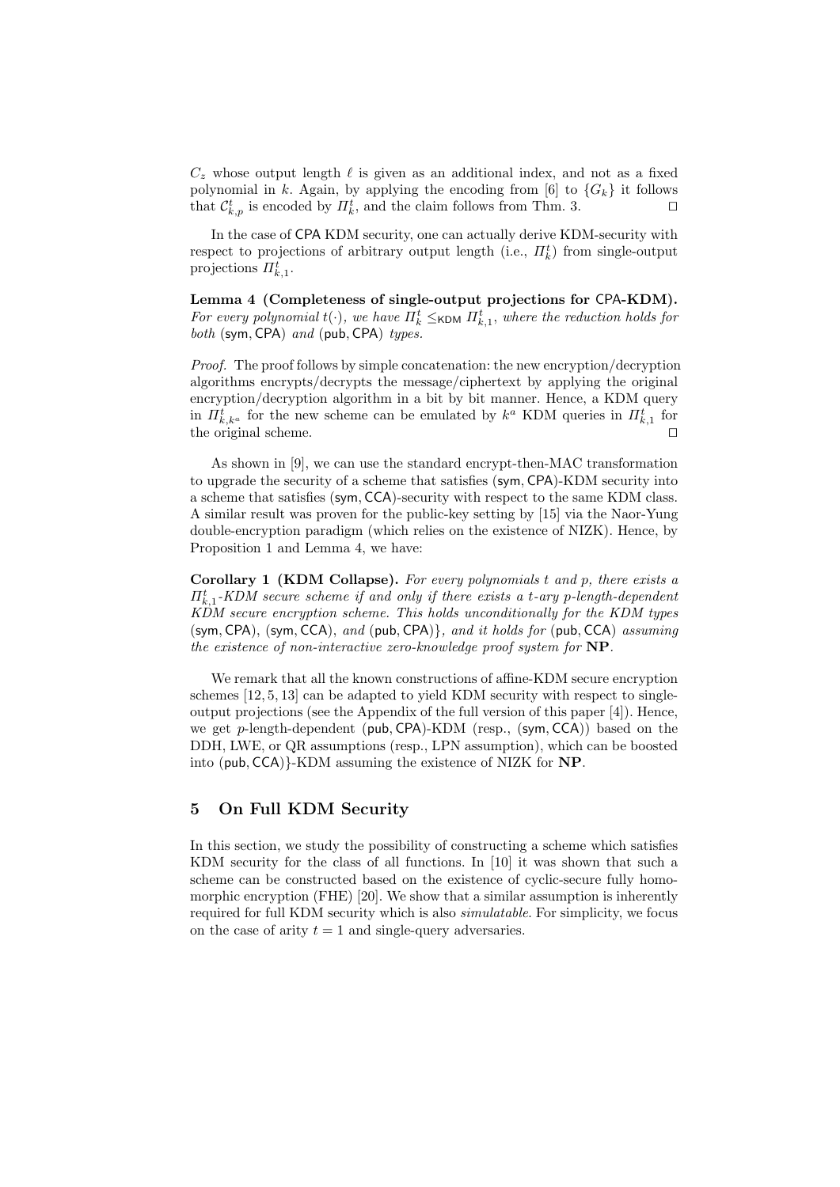$C_z$ whose output length $\ell$ is given as an additional index, and not as a fixed polynomial in $k$. Again, by applying the encoding from [6] to $\{G_k\}$ it follows that $\mathcal{C}^t_{k,p}$ is encoded by $\Pi^t_k$, and the claim follows from Thm. 3. $\square$

In the case of CPA KDM security, one can actually derive KDM-security with respect to projections of arbitrary output length (i.e., $\Pi^t_k$) from single-output projections $\Pi^t_{k,1}$.

**Lemma 4 (Completeness of single-output projections for CPA-KDM).** *For every polynomial $t(\cdot)$, we have $\Pi^t_k \leq_{\mathsf{KDM}} \Pi^t_{k,1}$, where the reduction holds for both* (sym, CPA) *and* (pub, CPA) *types.*

*Proof.* The proof follows by simple concatenation: the new encryption/decryption algorithms encrypts/decrypts the message/ciphertext by applying the original encryption/decryption algorithm in a bit by bit manner. Hence, a KDM query in $\Pi^t_{k,k^a}$ for the new scheme can be emulated by $k^a$ KDM queries in $\Pi^t_{k,1}$ for the original scheme. $\square$

As shown in [9], we can use the standard encrypt-then-MAC transformation to upgrade the security of a scheme that satisfies (sym, CPA)-KDM security into a scheme that satisfies (sym, CCA)-security with respect to the same KDM class. A similar result was proven for the public-key setting by [15] via the Naor-Yung double-encryption paradigm (which relies on the existence of NIZK). Hence, by Proposition 1 and Lemma 4, we have:

**Corollary 1 (KDM Collapse).** *For every polynomials $t$ and $p$, there exists a $\Pi^t_{k,1}$-KDM secure scheme if and only if there exists a $t$-ary $p$-length-dependent KDM secure encryption scheme. This holds unconditionally for the KDM types* (sym, CPA), (sym, CCA), *and* (pub, CPA)}*, and it holds for* (pub, CCA) *assuming the existence of non-interactive zero-knowledge proof system for* **NP**.

We remark that all the known constructions of affine-KDM secure encryption schemes [12, 5, 13] can be adapted to yield KDM security with respect to single-output projections (see the Appendix of the full version of this paper [4]). Hence, we get $p$-length-dependent (pub, CPA)-KDM (resp., (sym, CCA)) based on the DDH, LWE, or QR assumptions (resp., LPN assumption), which can be boosted into (pub, CCA)}-KDM assuming the existence of NIZK for **NP**.

## 5 On Full KDM Security

In this section, we study the possibility of constructing a scheme which satisfies KDM security for the class of all functions. In [10] it was shown that such a scheme can be constructed based on the existence of cyclic-secure fully homomorphic encryption (FHE) [20]. We show that a similar assumption is inherently required for full KDM security which is also *simulatable*. For simplicity, we focus on the case of arity $t = 1$ and single-query adversaries.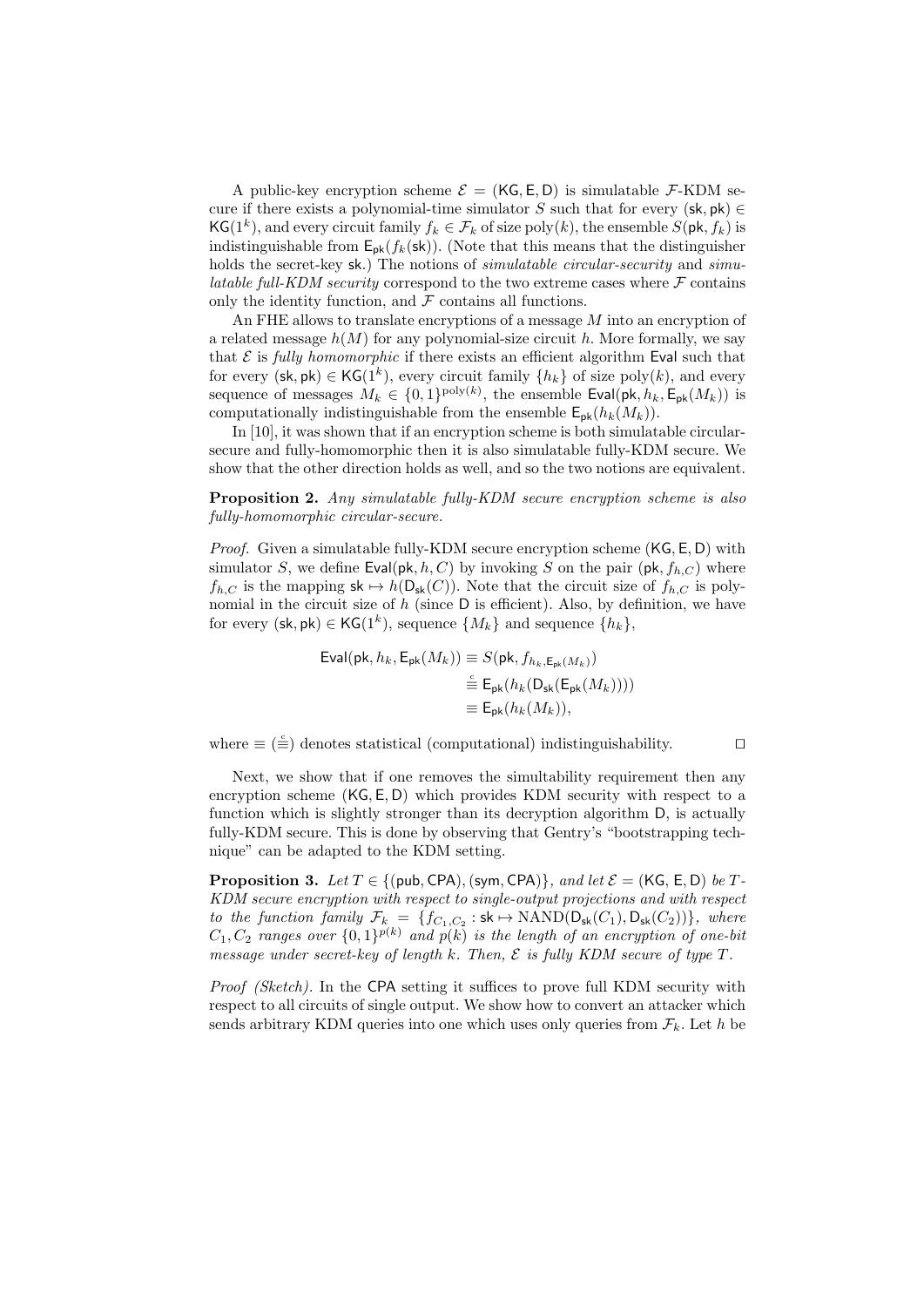A public-key encryption scheme $\mathcal{E} = (\mathsf{KG}, \mathsf{E}, \mathsf{D})$ is simulatable $\mathcal{F}$-KDM secure if there exists a polynomial-time simulator $S$ such that for every $(\mathsf{sk}, \mathsf{pk}) \in \mathsf{KG}(1^k)$, and every circuit family $f_k \in \mathcal{F}_k$ of size $\mathrm{poly}(k)$, the ensemble $S(\mathsf{pk}, f_k)$ is indistinguishable from $\mathsf{E}_{\mathsf{pk}}(f_k(\mathsf{sk}))$. (Note that this means that the distinguisher holds the secret-key $\mathsf{sk}$.) The notions of *simulatable circular-security* and *simulatable full-KDM security* correspond to the two extreme cases where $\mathcal{F}$ contains only the identity function, and $\mathcal{F}$ contains all functions.

An FHE allows to translate encryptions of a message $M$ into an encryption of a related message $h(M)$ for any polynomial-size circuit $h$. More formally, we say that $\mathcal{E}$ is *fully homomorphic* if there exists an efficient algorithm $\mathsf{Eval}$ such that for every $(\mathsf{sk}, \mathsf{pk}) \in \mathsf{KG}(1^k)$, every circuit family $\{h_k\}$ of size $\mathrm{poly}(k)$, and every sequence of messages $M_k \in \{0,1\}^{\mathrm{poly}(k)}$, the ensemble $\mathsf{Eval}(\mathsf{pk}, h_k, \mathsf{E}_{\mathsf{pk}}(M_k))$ is computationally indistinguishable from the ensemble $\mathsf{E}_{\mathsf{pk}}(h_k(M_k))$.

In [10], it was shown that if an encryption scheme is both simulatable circular-secure and fully-homomorphic then it is also simulatable fully-KDM secure. We show that the other direction holds as well, and so the two notions are equivalent.

**Proposition 2.** *Any simulatable fully-KDM secure encryption scheme is also fully-homomorphic circular-secure.*

*Proof.* Given a simulatable fully-KDM secure encryption scheme $(\mathsf{KG}, \mathsf{E}, \mathsf{D})$ with simulator $S$, we define $\mathsf{Eval}(\mathsf{pk}, h, C)$ by invoking $S$ on the pair $(\mathsf{pk}, f_{h,C})$ where $f_{h,C}$ is the mapping $\mathsf{sk} \mapsto h(\mathsf{D}_{\mathsf{sk}}(C))$. Note that the circuit size of $f_{h,C}$ is polynomial in the circuit size of $h$ (since $\mathsf{D}$ is efficient). Also, by definition, we have for every $(\mathsf{sk}, \mathsf{pk}) \in \mathsf{KG}(1^k)$, sequence $\{M_k\}$ and sequence $\{h_k\}$,

$$
\begin{aligned}
\mathsf{Eval}(\mathsf{pk}, h_k, \mathsf{E}_{\mathsf{pk}}(M_k)) &\equiv S(\mathsf{pk}, f_{h_k, \mathsf{E}_{\mathsf{pk}}(M_k)}) \\
&\stackrel{c}{\equiv} \mathsf{E}_{\mathsf{pk}}(h_k(\mathsf{D}_{\mathsf{sk}}(\mathsf{E}_{\mathsf{pk}}(M_k)))) \\
&\equiv \mathsf{E}_{\mathsf{pk}}(h_k(M_k)),
\end{aligned}
$$

where $\equiv$ ($\stackrel{c}{\equiv}$) denotes statistical (computational) indistinguishability. $\square$

Next, we show that if one removes the simultability requirement then any encryption scheme $(\mathsf{KG}, \mathsf{E}, \mathsf{D})$ which provides KDM security with respect to a function which is slightly stronger than its decryption algorithm $\mathsf{D}$, is actually fully-KDM secure. This is done by observing that Gentry's "bootstrapping technique" can be adapted to the KDM setting.

**Proposition 3.** *Let $T \in \{(\mathsf{pub}, \mathsf{CPA}), (\mathsf{sym}, \mathsf{CPA})\}$, and let $\mathcal{E} = (\mathsf{KG}, \mathsf{E}, \mathsf{D})$ be $T$-KDM secure encryption with respect to single-output projections and with respect to the function family $\mathcal{F}_k = \{f_{C_1,C_2} : \mathsf{sk} \mapsto \mathrm{NAND}(\mathsf{D}_{\mathsf{sk}}(C_1), \mathsf{D}_{\mathsf{sk}}(C_2))\}$, where $C_1, C_2$ ranges over $\{0,1\}^{p(k)}$ and $p(k)$ is the length of an encryption of one-bit message under secret-key of length $k$. Then, $\mathcal{E}$ is fully KDM secure of type $T$.*

*Proof (Sketch).* In the $\mathsf{CPA}$ setting it suffices to prove full KDM security with respect to all circuits of single output. We show how to convert an attacker which sends arbitrary KDM queries into one which uses only queries from $\mathcal{F}_k$. Let $h$ be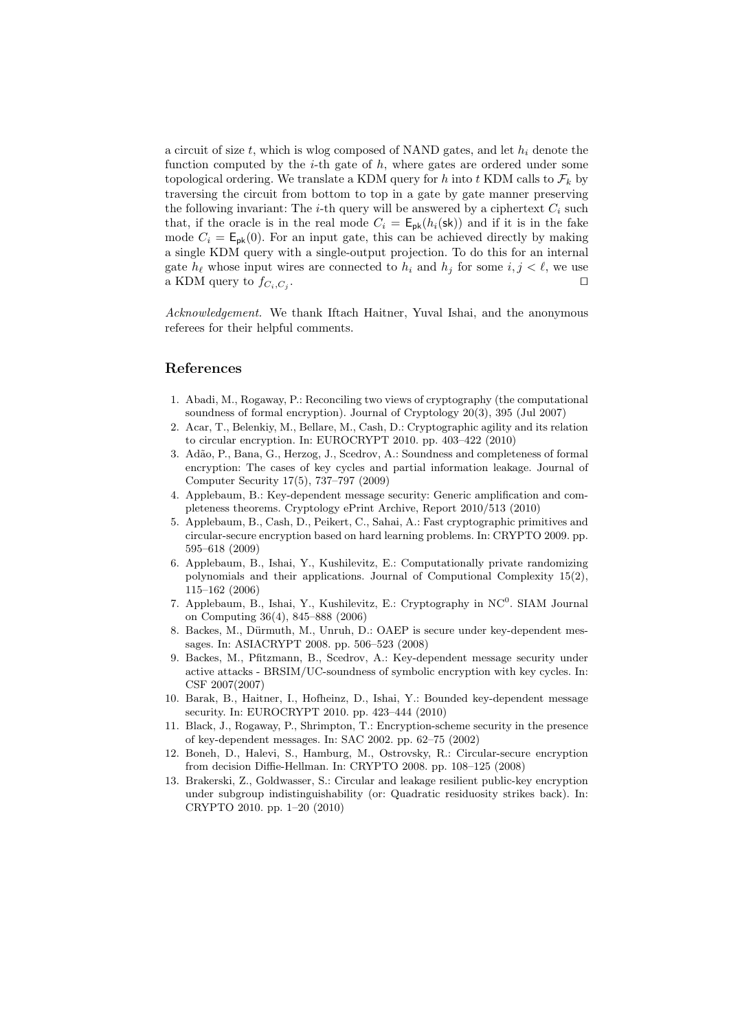a circuit of size $t$, which is wlog composed of NAND gates, and let $h_i$ denote the function computed by the $i$-th gate of $h$, where gates are ordered under some topological ordering. We translate a KDM query for $h$ into $t$ KDM calls to $\mathcal{F}_k$ by traversing the circuit from bottom to top in a gate by gate manner preserving the following invariant: The $i$-th query will be answered by a ciphertext $C_i$ such that, if the oracle is in the real mode $C_i = \mathsf{E}_{\mathsf{pk}}(h_i(\mathsf{sk}))$ and if it is in the fake mode $C_i = \mathsf{E}_{\mathsf{pk}}(0)$. For an input gate, this can be achieved directly by making a single KDM query with a single-output projection. To do this for an internal gate $h_\ell$ whose input wires are connected to $h_i$ and $h_j$ for some $i, j < \ell$, we use a KDM query to $f_{C_i,C_j}$. □

*Acknowledgement.* We thank Iftach Haitner, Yuval Ishai, and the anonymous referees for their helpful comments.

## References

1. Abadi, M., Rogaway, P.: Reconciling two views of cryptography (the computational soundness of formal encryption). Journal of Cryptology 20(3), 395 (Jul 2007)
2. Acar, T., Belenkiy, M., Bellare, M., Cash, D.: Cryptographic agility and its relation to circular encryption. In: EUROCRYPT 2010. pp. 403–422 (2010)
3. Adão, P., Bana, G., Herzog, J., Scedrov, A.: Soundness and completeness of formal encryption: The cases of key cycles and partial information leakage. Journal of Computer Security 17(5), 737–797 (2009)
4. Applebaum, B.: Key-dependent message security: Generic amplification and completeness theorems. Cryptology ePrint Archive, Report 2010/513 (2010)
5. Applebaum, B., Cash, D., Peikert, C., Sahai, A.: Fast cryptographic primitives and circular-secure encryption based on hard learning problems. In: CRYPTO 2009. pp. 595–618 (2009)
6. Applebaum, B., Ishai, Y., Kushilevitz, E.: Computationally private randomizing polynomials and their applications. Journal of Computional Complexity 15(2), 115–162 (2006)
7. Applebaum, B., Ishai, Y., Kushilevitz, E.: Cryptography in $\mathrm{NC}^0$. SIAM Journal on Computing 36(4), 845–888 (2006)
8. Backes, M., Dürmuth, M., Unruh, D.: OAEP is secure under key-dependent messages. In: ASIACRYPT 2008. pp. 506–523 (2008)
9. Backes, M., Pfitzmann, B., Scedrov, A.: Key-dependent message security under active attacks - BRSIM/UC-soundness of symbolic encryption with key cycles. In: CSF 2007(2007)
10. Barak, B., Haitner, I., Hofheinz, D., Ishai, Y.: Bounded key-dependent message security. In: EUROCRYPT 2010. pp. 423–444 (2010)
11. Black, J., Rogaway, P., Shrimpton, T.: Encryption-scheme security in the presence of key-dependent messages. In: SAC 2002. pp. 62–75 (2002)
12. Boneh, D., Halevi, S., Hamburg, M., Ostrovsky, R.: Circular-secure encryption from decision Diffie-Hellman. In: CRYPTO 2008. pp. 108–125 (2008)
13. Brakerski, Z., Goldwasser, S.: Circular and leakage resilient public-key encryption under subgroup indistinguishability (or: Quadratic residuosity strikes back). In: CRYPTO 2010. pp. 1–20 (2010)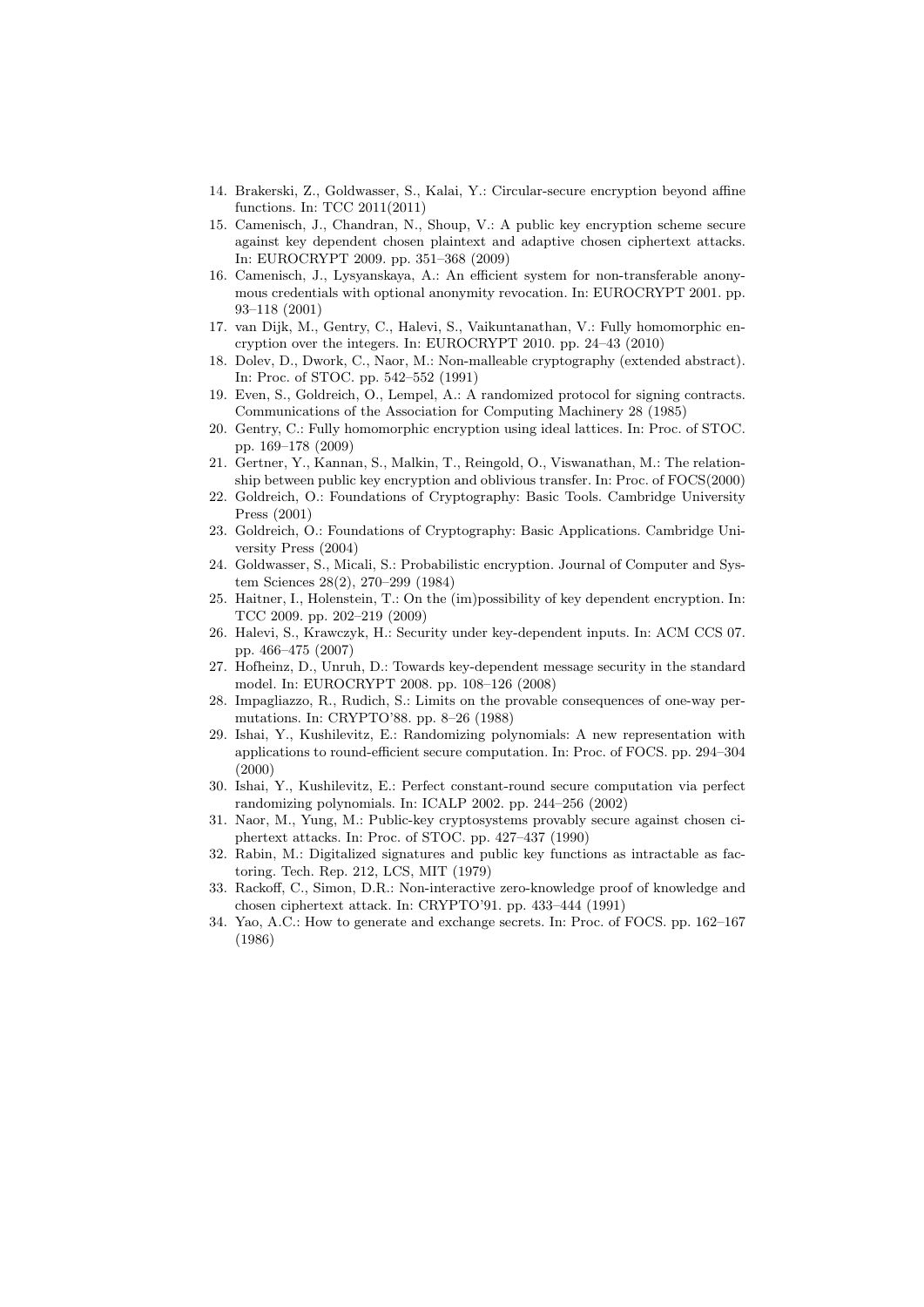14. Brakerski, Z., Goldwasser, S., Kalai, Y.: Circular-secure encryption beyond affine functions. In: TCC 2011(2011)
15. Camenisch, J., Chandran, N., Shoup, V.: A public key encryption scheme secure against key dependent chosen plaintext and adaptive chosen ciphertext attacks. In: EUROCRYPT 2009. pp. 351–368 (2009)
16. Camenisch, J., Lysyanskaya, A.: An efficient system for non-transferable anonymous credentials with optional anonymity revocation. In: EUROCRYPT 2001. pp. 93–118 (2001)
17. van Dijk, M., Gentry, C., Halevi, S., Vaikuntanathan, V.: Fully homomorphic encryption over the integers. In: EUROCRYPT 2010. pp. 24–43 (2010)
18. Dolev, D., Dwork, C., Naor, M.: Non-malleable cryptography (extended abstract). In: Proc. of STOC. pp. 542–552 (1991)
19. Even, S., Goldreich, O., Lempel, A.: A randomized protocol for signing contracts. Communications of the Association for Computing Machinery 28 (1985)
20. Gentry, C.: Fully homomorphic encryption using ideal lattices. In: Proc. of STOC. pp. 169–178 (2009)
21. Gertner, Y., Kannan, S., Malkin, T., Reingold, O., Viswanathan, M.: The relationship between public key encryption and oblivious transfer. In: Proc. of FOCS(2000)
22. Goldreich, O.: Foundations of Cryptography: Basic Tools. Cambridge University Press (2001)
23. Goldreich, O.: Foundations of Cryptography: Basic Applications. Cambridge University Press (2004)
24. Goldwasser, S., Micali, S.: Probabilistic encryption. Journal of Computer and System Sciences 28(2), 270–299 (1984)
25. Haitner, I., Holenstein, T.: On the (im)possibility of key dependent encryption. In: TCC 2009. pp. 202–219 (2009)
26. Halevi, S., Krawczyk, H.: Security under key-dependent inputs. In: ACM CCS 07. pp. 466–475 (2007)
27. Hofheinz, D., Unruh, D.: Towards key-dependent message security in the standard model. In: EUROCRYPT 2008. pp. 108–126 (2008)
28. Impagliazzo, R., Rudich, S.: Limits on the provable consequences of one-way permutations. In: CRYPTO'88. pp. 8–26 (1988)
29. Ishai, Y., Kushilevitz, E.: Randomizing polynomials: A new representation with applications to round-efficient secure computation. In: Proc. of FOCS. pp. 294–304 (2000)
30. Ishai, Y., Kushilevitz, E.: Perfect constant-round secure computation via perfect randomizing polynomials. In: ICALP 2002. pp. 244–256 (2002)
31. Naor, M., Yung, M.: Public-key cryptosystems provably secure against chosen ciphertext attacks. In: Proc. of STOC. pp. 427–437 (1990)
32. Rabin, M.: Digitalized signatures and public key functions as intractable as factoring. Tech. Rep. 212, LCS, MIT (1979)
33. Rackoff, C., Simon, D.R.: Non-interactive zero-knowledge proof of knowledge and chosen ciphertext attack. In: CRYPTO'91. pp. 433–444 (1991)
34. Yao, A.C.: How to generate and exchange secrets. In: Proc. of FOCS. pp. 162–167 (1986)